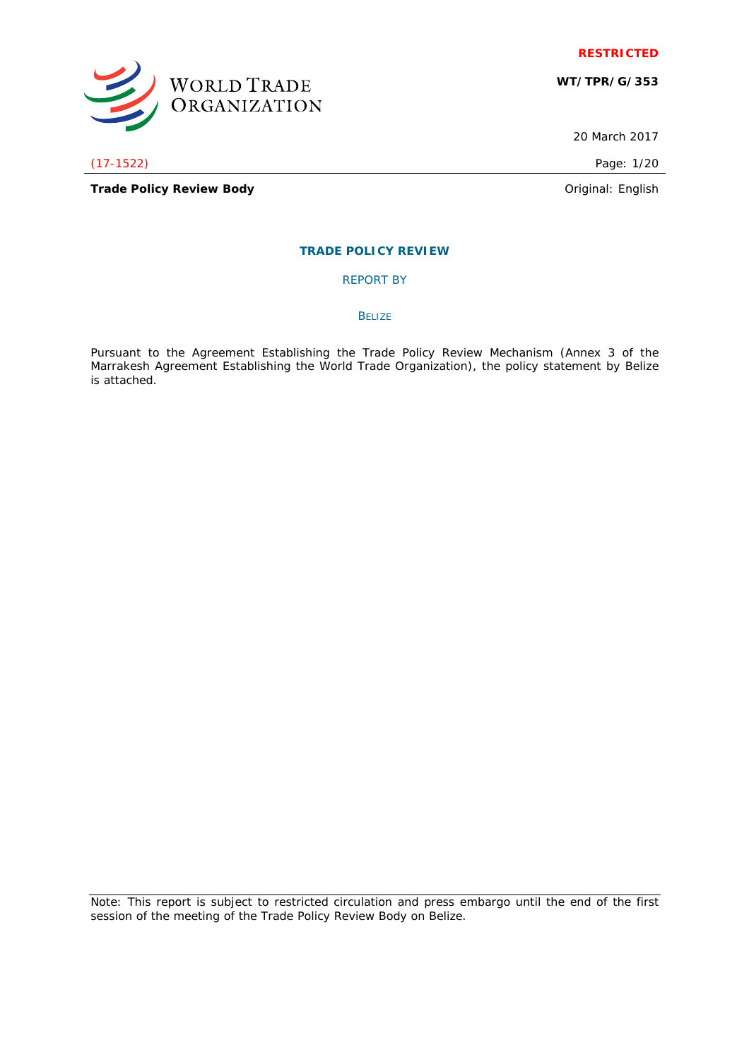**RESTRICTED**

**WT/TPR/G/353**

20 March 2017

(17-1522)

**Trade Policy Review Body**

Original: English

## TRADE POLICY REVIEW

REPORT BY

BELIZE

Pursuant to the Agreement Establishing the Trade Policy Review Mechanism (Annex 3 of the Marrakesh Agreement Establishing the World Trade Organization), the policy statement by Belize is attached.

Note: This report is subject to restricted circulation and press embargo until the end of the first session of the meeting of the Trade Policy Review Body on Belize.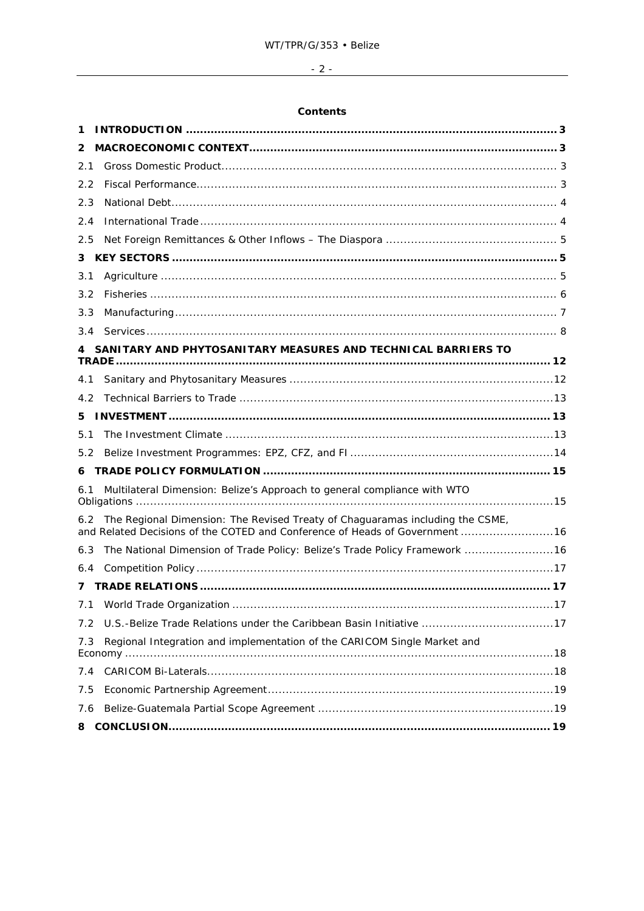**Contents**

**1 INTRODUCTION** ........................................................................................................ **3**

**2 MACROECONOMIC CONTEXT** ...................................................................................... **3**

2.1 Gross Domestic Product ............................................................................................. 3

2.2 Fiscal Performance .................................................................................................... 3

2.3 National Debt ........................................................................................................... 4

2.4 International Trade ................................................................................................... 4

2.5 Net Foreign Remittances & Other Inflows – The Diaspora ................................................ 5

**3 KEY SECTORS** ........................................................................................................... **5**

3.1 Agriculture .............................................................................................................. 5

3.2 Fisheries ................................................................................................................. 6

3.3 Manufacturing .......................................................................................................... 7

3.4 Services .................................................................................................................. 8

**4 SANITARY AND PHYTOSANITARY MEASURES AND TECHNICAL BARRIERS TO TRADE** .......................................................................................................................... **12**

4.1 Sanitary and Phytosanitary Measures ........................................................................... 12

4.2 Technical Barriers to Trade ........................................................................................ 13

**5 INVESTMENT** ........................................................................................................... **13**

5.1 The Investment Climate ............................................................................................. 13

5.2 Belize Investment Programmes: EPZ, CFZ, and FI ......................................................... 14

**6 TRADE POLICY FORMULATION** ................................................................................. **15**

6.1 Multilateral Dimension: Belize's Approach to general compliance with WTO Obligations .......................................................................................................................... 15

6.2 The Regional Dimension: The Revised Treaty of Chaguaramas including the CSME, and Related Decisions of the COTED and Conference of Heads of Government .......................... 16

6.3 The National Dimension of Trade Policy: Belize's Trade Policy Framework ......................... 16

6.4 Competition Policy .................................................................................................... 17

**7 TRADE RELATIONS** .................................................................................................. **17**

7.1 World Trade Organization .......................................................................................... 17

7.2 U.S.-Belize Trade Relations under the Caribbean Basin Initiative ..................................... 17

7.3 Regional Integration and implementation of the CARICOM Single Market and Economy ....................................................................................................................... 18

7.4 CARICOM Bi-Laterals ................................................................................................. 18

7.5 Economic Partnership Agreement ................................................................................ 19

7.6 Belize-Guatemala Partial Scope Agreement .................................................................. 19

**8 CONCLUSION** ........................................................................................................... **19**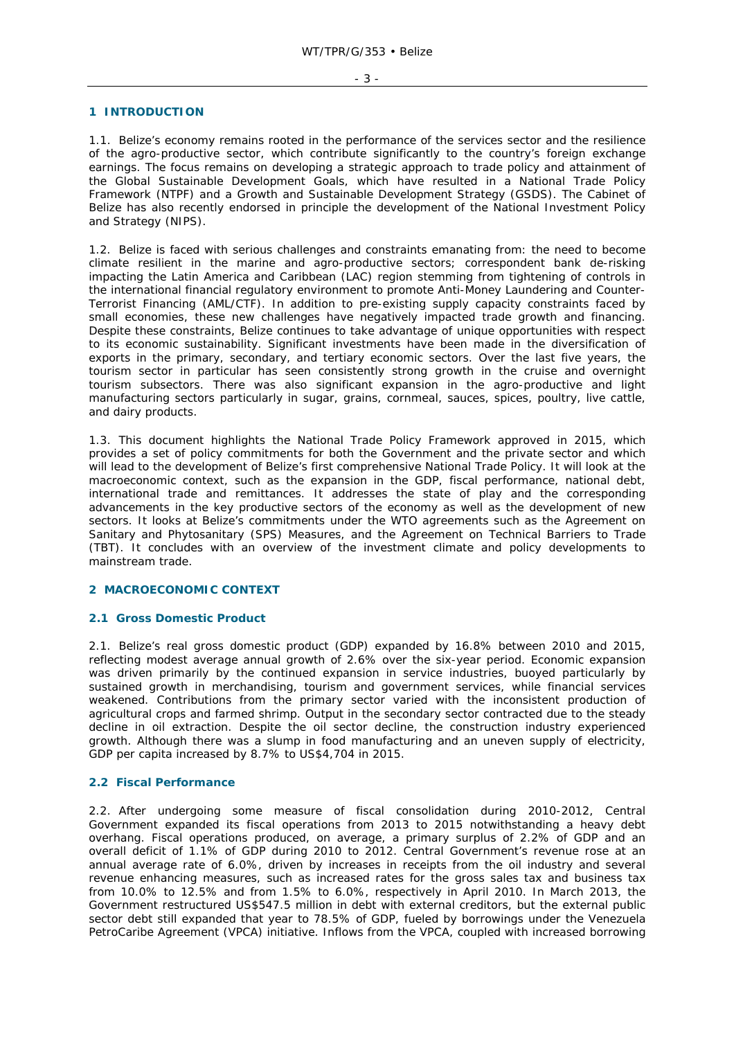## 1 INTRODUCTION

1.1. Belize's economy remains rooted in the performance of the services sector and the resilience of the agro-productive sector, which contribute significantly to the country's foreign exchange earnings. The focus remains on developing a strategic approach to trade policy and attainment of the Global Sustainable Development Goals, which have resulted in a National Trade Policy Framework (NTPF) and a Growth and Sustainable Development Strategy (GSDS). The Cabinet of Belize has also recently endorsed in principle the development of the National Investment Policy and Strategy (NIPS).

1.2. Belize is faced with serious challenges and constraints emanating from: the need to become climate resilient in the marine and agro-productive sectors; correspondent bank de-risking impacting the Latin America and Caribbean (LAC) region stemming from tightening of controls in the international financial regulatory environment to promote Anti-Money Laundering and Counter-Terrorist Financing (AML/CTF). In addition to pre-existing supply capacity constraints faced by small economies, these new challenges have negatively impacted trade growth and financing. Despite these constraints, Belize continues to take advantage of unique opportunities with respect to its economic sustainability. Significant investments have been made in the diversification of exports in the primary, secondary, and tertiary economic sectors. Over the last five years, the tourism sector in particular has seen consistently strong growth in the cruise and overnight tourism subsectors. There was also significant expansion in the agro-productive and light manufacturing sectors particularly in sugar, grains, cornmeal, sauces, spices, poultry, live cattle, and dairy products.

1.3. This document highlights the National Trade Policy Framework approved in 2015, which provides a set of policy commitments for both the Government and the private sector and which will lead to the development of Belize's first comprehensive National Trade Policy. It will look at the macroeconomic context, such as the expansion in the GDP, fiscal performance, national debt, international trade and remittances. It addresses the state of play and the corresponding advancements in the key productive sectors of the economy as well as the development of new sectors. It looks at Belize's commitments under the WTO agreements such as the Agreement on Sanitary and Phytosanitary (SPS) Measures, and the Agreement on Technical Barriers to Trade (TBT). It concludes with an overview of the investment climate and policy developments to mainstream trade.

## 2 MACROECONOMIC CONTEXT

### 2.1 Gross Domestic Product

2.1. Belize's real gross domestic product (GDP) expanded by 16.8% between 2010 and 2015, reflecting modest average annual growth of 2.6% over the six-year period. Economic expansion was driven primarily by the continued expansion in service industries, buoyed particularly by sustained growth in merchandising, tourism and government services, while financial services weakened. Contributions from the primary sector varied with the inconsistent production of agricultural crops and farmed shrimp. Output in the secondary sector contracted due to the steady decline in oil extraction. Despite the oil sector decline, the construction industry experienced growth. Although there was a slump in food manufacturing and an uneven supply of electricity, GDP per capita increased by 8.7% to US$4,704 in 2015.

### 2.2 Fiscal Performance

2.2. After undergoing some measure of fiscal consolidation during 2010-2012, Central Government expanded its fiscal operations from 2013 to 2015 notwithstanding a heavy debt overhang. Fiscal operations produced, on average, a primary surplus of 2.2% of GDP and an overall deficit of 1.1% of GDP during 2010 to 2012. Central Government's revenue rose at an annual average rate of 6.0%, driven by increases in receipts from the oil industry and several revenue enhancing measures, such as increased rates for the gross sales tax and business tax from 10.0% to 12.5% and from 1.5% to 6.0%, respectively in April 2010. In March 2013, the Government restructured US$547.5 million in debt with external creditors, but the external public sector debt still expanded that year to 78.5% of GDP, fueled by borrowings under the Venezuela PetroCaribe Agreement (VPCA) initiative. Inflows from the VPCA, coupled with increased borrowing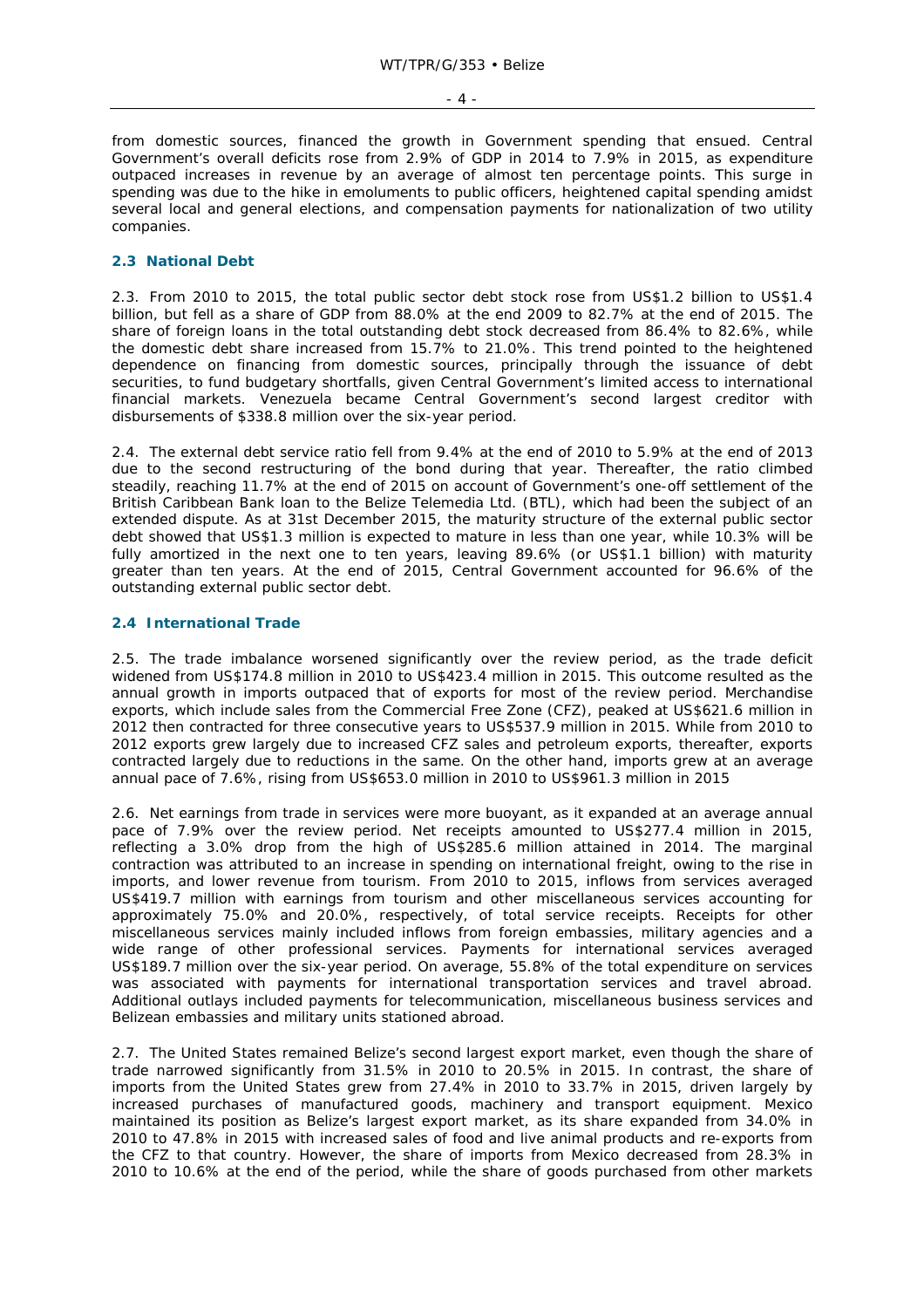from domestic sources, financed the growth in Government spending that ensued. Central Government's overall deficits rose from 2.9% of GDP in 2014 to 7.9% in 2015, as expenditure outpaced increases in revenue by an average of almost ten percentage points. This surge in spending was due to the hike in emoluments to public officers, heightened capital spending amidst several local and general elections, and compensation payments for nationalization of two utility companies.

## 2.3 National Debt

2.3. From 2010 to 2015, the total public sector debt stock rose from US$1.2 billion to US$1.4 billion, but fell as a share of GDP from 88.0% at the end 2009 to 82.7% at the end of 2015. The share of foreign loans in the total outstanding debt stock decreased from 86.4% to 82.6%, while the domestic debt share increased from 15.7% to 21.0%. This trend pointed to the heightened dependence on financing from domestic sources, principally through the issuance of debt securities, to fund budgetary shortfalls, given Central Government's limited access to international financial markets. Venezuela became Central Government's second largest creditor with disbursements of $338.8 million over the six-year period.

2.4. The external debt service ratio fell from 9.4% at the end of 2010 to 5.9% at the end of 2013 due to the second restructuring of the bond during that year. Thereafter, the ratio climbed steadily, reaching 11.7% at the end of 2015 on account of Government's one-off settlement of the British Caribbean Bank loan to the Belize Telemedia Ltd. (BTL), which had been the subject of an extended dispute. As at 31st December 2015, the maturity structure of the external public sector debt showed that US$1.3 million is expected to mature in less than one year, while 10.3% will be fully amortized in the next one to ten years, leaving 89.6% (or US$1.1 billion) with maturity greater than ten years. At the end of 2015, Central Government accounted for 96.6% of the outstanding external public sector debt.

## 2.4 International Trade

2.5. The trade imbalance worsened significantly over the review period, as the trade deficit widened from US$174.8 million in 2010 to US$423.4 million in 2015. This outcome resulted as the annual growth in imports outpaced that of exports for most of the review period. Merchandise exports, which include sales from the Commercial Free Zone (CFZ), peaked at US$621.6 million in 2012 then contracted for three consecutive years to US$537.9 million in 2015. While from 2010 to 2012 exports grew largely due to increased CFZ sales and petroleum exports, thereafter, exports contracted largely due to reductions in the same. On the other hand, imports grew at an average annual pace of 7.6%, rising from US$653.0 million in 2010 to US$961.3 million in 2015

2.6. Net earnings from trade in services were more buoyant, as it expanded at an average annual pace of 7.9% over the review period. Net receipts amounted to US$277.4 million in 2015, reflecting a 3.0% drop from the high of US$285.6 million attained in 2014. The marginal contraction was attributed to an increase in spending on international freight, owing to the rise in imports, and lower revenue from tourism. From 2010 to 2015, inflows from services averaged US$419.7 million with earnings from tourism and other miscellaneous services accounting for approximately 75.0% and 20.0%, respectively, of total service receipts. Receipts for other miscellaneous services mainly included inflows from foreign embassies, military agencies and a wide range of other professional services. Payments for international services averaged US$189.7 million over the six-year period. On average, 55.8% of the total expenditure on services was associated with payments for international transportation services and travel abroad. Additional outlays included payments for telecommunication, miscellaneous business services and Belizean embassies and military units stationed abroad.

2.7. The United States remained Belize's second largest export market, even though the share of trade narrowed significantly from 31.5% in 2010 to 20.5% in 2015. In contrast, the share of imports from the United States grew from 27.4% in 2010 to 33.7% in 2015, driven largely by increased purchases of manufactured goods, machinery and transport equipment. Mexico maintained its position as Belize's largest export market, as its share expanded from 34.0% in 2010 to 47.8% in 2015 with increased sales of food and live animal products and re-exports from the CFZ to that country. However, the share of imports from Mexico decreased from 28.3% in 2010 to 10.6% at the end of the period, while the share of goods purchased from other markets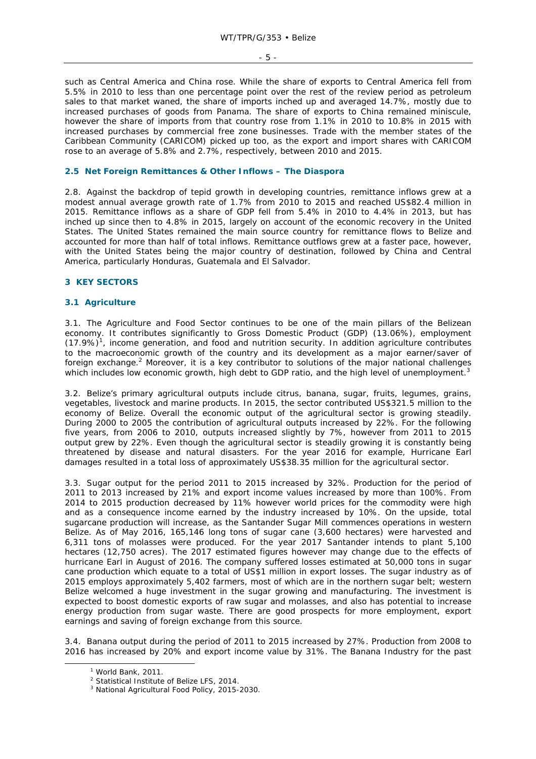such as Central America and China rose. While the share of exports to Central America fell from 5.5% in 2010 to less than one percentage point over the rest of the review period as petroleum sales to that market waned, the share of imports inched up and averaged 14.7%, mostly due to increased purchases of goods from Panama. The share of exports to China remained miniscule, however the share of imports from that country rose from 1.1% in 2010 to 10.8% in 2015 with increased purchases by commercial free zone businesses. Trade with the member states of the Caribbean Community (CARICOM) picked up too, as the export and import shares with CARICOM rose to an average of 5.8% and 2.7%, respectively, between 2010 and 2015.

### 2.5 Net Foreign Remittances & Other Inflows – The Diaspora

2.8. Against the backdrop of tepid growth in developing countries, remittance inflows grew at a modest annual average growth rate of 1.7% from 2010 to 2015 and reached US$82.4 million in 2015. Remittance inflows as a share of GDP fell from 5.4% in 2010 to 4.4% in 2013, but has inched up since then to 4.8% in 2015, largely on account of the economic recovery in the United States. The United States remained the main source country for remittance flows to Belize and accounted for more than half of total inflows. Remittance outflows grew at a faster pace, however, with the United States being the major country of destination, followed by China and Central America, particularly Honduras, Guatemala and El Salvador.

## 3 KEY SECTORS

### 3.1 Agriculture

3.1. The Agriculture and Food Sector continues to be one of the main pillars of the Belizean economy. It contributes significantly to Gross Domestic Product (GDP) (13.06%), employment (17.9%)[1], income generation, and food and nutrition security. In addition agriculture contributes to the macroeconomic growth of the country and its development as a major earner/saver of foreign exchange.[2] Moreover, it is a key contributor to solutions of the major national challenges which includes low economic growth, high debt to GDP ratio, and the high level of unemployment.[3]

3.2. Belize's primary agricultural outputs include citrus, banana, sugar, fruits, legumes, grains, vegetables, livestock and marine products. In 2015, the sector contributed US$321.5 million to the economy of Belize. Overall the economic output of the agricultural sector is growing steadily. During 2000 to 2005 the contribution of agricultural outputs increased by 22%. For the following five years, from 2006 to 2010, outputs increased slightly by 7%, however from 2011 to 2015 output grew by 22%. Even though the agricultural sector is steadily growing it is constantly being threatened by disease and natural disasters. For the year 2016 for example, Hurricane Earl damages resulted in a total loss of approximately US$38.35 million for the agricultural sector.

3.3. Sugar output for the period 2011 to 2015 increased by 32%. Production for the period of 2011 to 2013 increased by 21% and export income values increased by more than 100%. From 2014 to 2015 production decreased by 11% however world prices for the commodity were high and as a consequence income earned by the industry increased by 10%. On the upside, total sugarcane production will increase, as the Santander Sugar Mill commences operations in western Belize. As of May 2016, 165,146 long tons of sugar cane (3,600 hectares) were harvested and 6,311 tons of molasses were produced. For the year 2017 Santander intends to plant 5,100 hectares (12,750 acres). The 2017 estimated figures however may change due to the effects of hurricane Earl in August of 2016. The company suffered losses estimated at 50,000 tons in sugar cane production which equate to a total of US$1 million in export losses. The sugar industry as of 2015 employs approximately 5,402 farmers, most of which are in the northern sugar belt; western Belize welcomed a huge investment in the sugar growing and manufacturing. The investment is expected to boost domestic exports of raw sugar and molasses, and also has potential to increase energy production from sugar waste. There are good prospects for more employment, export earnings and saving of foreign exchange from this source.

3.4. Banana output during the period of 2011 to 2015 increased by 27%. Production from 2008 to 2016 has increased by 20% and export income value by 31%. The Banana Industry for the past

[1] World Bank, 2011.
[2] Statistical Institute of Belize LFS, 2014.
[3] National Agricultural Food Policy, 2015-2030.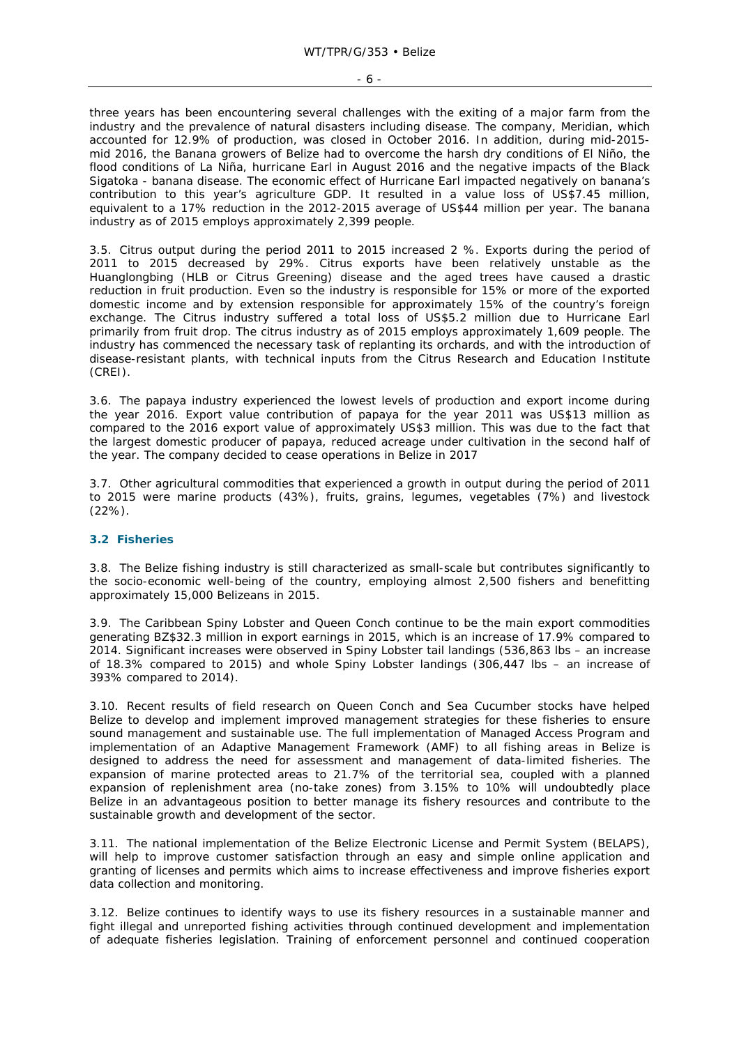three years has been encountering several challenges with the exiting of a major farm from the industry and the prevalence of natural disasters including disease. The company, Meridian, which accounted for 12.9% of production, was closed in October 2016. In addition, during mid-2015-mid 2016, the Banana growers of Belize had to overcome the harsh dry conditions of El Niño, the flood conditions of La Niña, hurricane Earl in August 2016 and the negative impacts of the Black Sigatoka - banana disease. The economic effect of Hurricane Earl impacted negatively on banana's contribution to this year's agriculture GDP. It resulted in a value loss of US$7.45 million, equivalent to a 17% reduction in the 2012-2015 average of US$44 million per year. The banana industry as of 2015 employs approximately 2,399 people.

3.5. Citrus output during the period 2011 to 2015 increased 2 %. Exports during the period of 2011 to 2015 decreased by 29%. Citrus exports have been relatively unstable as the Huanglongbing (HLB or Citrus Greening) disease and the aged trees have caused a drastic reduction in fruit production. Even so the industry is responsible for 15% or more of the exported domestic income and by extension responsible for approximately 15% of the country's foreign exchange. The Citrus industry suffered a total loss of US$5.2 million due to Hurricane Earl primarily from fruit drop. The citrus industry as of 2015 employs approximately 1,609 people. The industry has commenced the necessary task of replanting its orchards, and with the introduction of disease-resistant plants, with technical inputs from the Citrus Research and Education Institute (CREI).

3.6. The papaya industry experienced the lowest levels of production and export income during the year 2016. Export value contribution of papaya for the year 2011 was US$13 million as compared to the 2016 export value of approximately US$3 million. This was due to the fact that the largest domestic producer of papaya, reduced acreage under cultivation in the second half of the year. The company decided to cease operations in Belize in 2017

3.7. Other agricultural commodities that experienced a growth in output during the period of 2011 to 2015 were marine products (43%), fruits, grains, legumes, vegetables (7%) and livestock (22%).

### 3.2 Fisheries

3.8. The Belize fishing industry is still characterized as small-scale but contributes significantly to the socio-economic well-being of the country, employing almost 2,500 fishers and benefitting approximately 15,000 Belizeans in 2015.

3.9. The Caribbean Spiny Lobster and Queen Conch continue to be the main export commodities generating BZ$32.3 million in export earnings in 2015, which is an increase of 17.9% compared to 2014. Significant increases were observed in Spiny Lobster tail landings (536,863 lbs – an increase of 18.3% compared to 2015) and whole Spiny Lobster landings (306,447 lbs – an increase of 393% compared to 2014).

3.10. Recent results of field research on Queen Conch and Sea Cucumber stocks have helped Belize to develop and implement improved management strategies for these fisheries to ensure sound management and sustainable use. The full implementation of Managed Access Program and implementation of an Adaptive Management Framework (AMF) to all fishing areas in Belize is designed to address the need for assessment and management of data-limited fisheries. The expansion of marine protected areas to 21.7% of the territorial sea, coupled with a planned expansion of replenishment area (no-take zones) from 3.15% to 10% will undoubtedly place Belize in an advantageous position to better manage its fishery resources and contribute to the sustainable growth and development of the sector.

3.11. The national implementation of the Belize Electronic License and Permit System (BELAPS), will help to improve customer satisfaction through an easy and simple online application and granting of licenses and permits which aims to increase effectiveness and improve fisheries export data collection and monitoring.

3.12. Belize continues to identify ways to use its fishery resources in a sustainable manner and fight illegal and unreported fishing activities through continued development and implementation of adequate fisheries legislation. Training of enforcement personnel and continued cooperation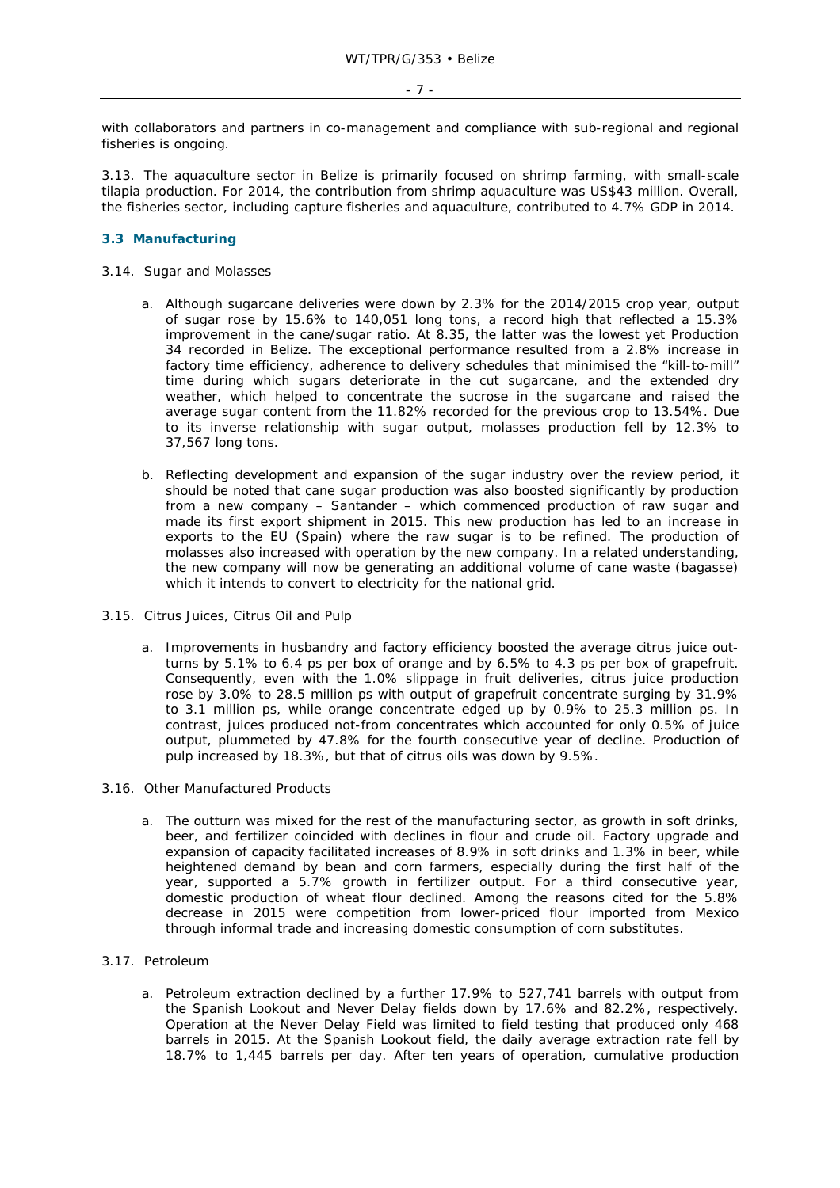with collaborators and partners in co-management and compliance with sub-regional and regional fisheries is ongoing.

3.13. The aquaculture sector in Belize is primarily focused on shrimp farming, with small-scale tilapia production. For 2014, the contribution from shrimp aquaculture was US$43 million. Overall, the fisheries sector, including capture fisheries and aquaculture, contributed to 4.7% GDP in 2014.

### 3.3 Manufacturing

3.14. Sugar and Molasses

a. Although sugarcane deliveries were down by 2.3% for the 2014/2015 crop year, output of sugar rose by 15.6% to 140,051 long tons, a record high that reflected a 15.3% improvement in the cane/sugar ratio. At 8.35, the latter was the lowest yet Production 34 recorded in Belize. The exceptional performance resulted from a 2.8% increase in factory time efficiency, adherence to delivery schedules that minimised the "kill-to-mill" time during which sugars deteriorate in the cut sugarcane, and the extended dry weather, which helped to concentrate the sucrose in the sugarcane and raised the average sugar content from the 11.82% recorded for the previous crop to 13.54%. Due to its inverse relationship with sugar output, molasses production fell by 12.3% to 37,567 long tons.

b. Reflecting development and expansion of the sugar industry over the review period, it should be noted that cane sugar production was also boosted significantly by production from a new company – Santander – which commenced production of raw sugar and made its first export shipment in 2015. This new production has led to an increase in exports to the EU (Spain) where the raw sugar is to be refined. The production of molasses also increased with operation by the new company. In a related understanding, the new company will now be generating an additional volume of cane waste (bagasse) which it intends to convert to electricity for the national grid.

3.15. Citrus Juices, Citrus Oil and Pulp

a. Improvements in husbandry and factory efficiency boosted the average citrus juice out-turns by 5.1% to 6.4 ps per box of orange and by 6.5% to 4.3 ps per box of grapefruit. Consequently, even with the 1.0% slippage in fruit deliveries, citrus juice production rose by 3.0% to 28.5 million ps with output of grapefruit concentrate surging by 31.9% to 3.1 million ps, while orange concentrate edged up by 0.9% to 25.3 million ps. In contrast, juices produced not-from concentrates which accounted for only 0.5% of juice output, plummeted by 47.8% for the fourth consecutive year of decline. Production of pulp increased by 18.3%, but that of citrus oils was down by 9.5%.

3.16. Other Manufactured Products

a. The outturn was mixed for the rest of the manufacturing sector, as growth in soft drinks, beer, and fertilizer coincided with declines in flour and crude oil. Factory upgrade and expansion of capacity facilitated increases of 8.9% in soft drinks and 1.3% in beer, while heightened demand by bean and corn farmers, especially during the first half of the year, supported a 5.7% growth in fertilizer output. For a third consecutive year, domestic production of wheat flour declined. Among the reasons cited for the 5.8% decrease in 2015 were competition from lower-priced flour imported from Mexico through informal trade and increasing domestic consumption of corn substitutes.

3.17. Petroleum

a. Petroleum extraction declined by a further 17.9% to 527,741 barrels with output from the Spanish Lookout and Never Delay fields down by 17.6% and 82.2%, respectively. Operation at the Never Delay Field was limited to field testing that produced only 468 barrels in 2015. At the Spanish Lookout field, the daily average extraction rate fell by 18.7% to 1,445 barrels per day. After ten years of operation, cumulative production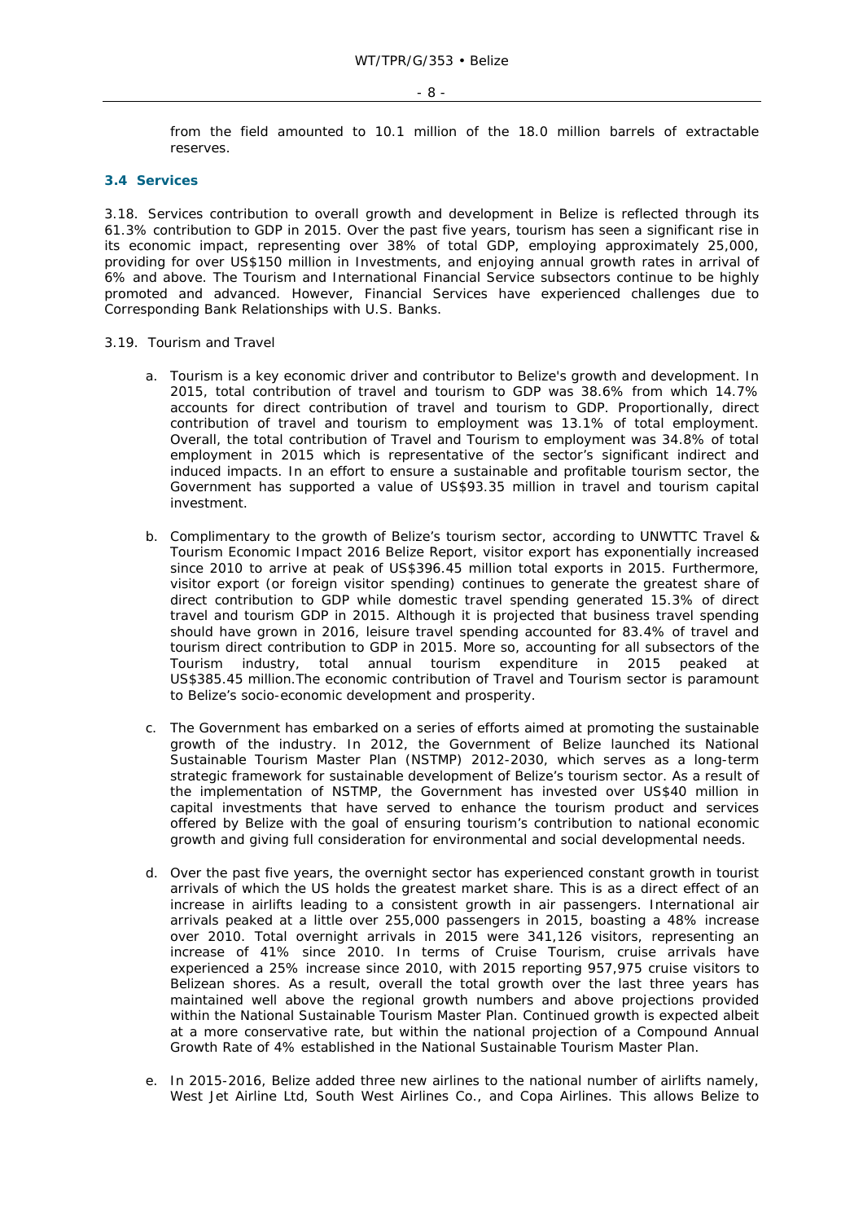from the field amounted to 10.1 million of the 18.0 million barrels of extractable reserves.

### 3.4 Services

3.18. Services contribution to overall growth and development in Belize is reflected through its 61.3% contribution to GDP in 2015. Over the past five years, tourism has seen a significant rise in its economic impact, representing over 38% of total GDP, employing approximately 25,000, providing for over US$150 million in Investments, and enjoying annual growth rates in arrival of 6% and above. The Tourism and International Financial Service subsectors continue to be highly promoted and advanced. However, Financial Services have experienced challenges due to Corresponding Bank Relationships with U.S. Banks.

3.19. Tourism and Travel

a. Tourism is a key economic driver and contributor to Belize's growth and development. In 2015, total contribution of travel and tourism to GDP was 38.6% from which 14.7% accounts for direct contribution of travel and tourism to GDP. Proportionally, direct contribution of travel and tourism to employment was 13.1% of total employment. Overall, the total contribution of Travel and Tourism to employment was 34.8% of total employment in 2015 which is representative of the sector's significant indirect and induced impacts. In an effort to ensure a sustainable and profitable tourism sector, the Government has supported a value of US$93.35 million in travel and tourism capital investment.

b. Complimentary to the growth of Belize's tourism sector, according to UNWTTC Travel & Tourism Economic Impact 2016 Belize Report, visitor export has exponentially increased since 2010 to arrive at peak of US$396.45 million total exports in 2015. Furthermore, visitor export (or foreign visitor spending) continues to generate the greatest share of direct contribution to GDP while domestic travel spending generated 15.3% of direct travel and tourism GDP in 2015. Although it is projected that business travel spending should have grown in 2016, leisure travel spending accounted for 83.4% of travel and tourism direct contribution to GDP in 2015. More so, accounting for all subsectors of the Tourism industry, total annual tourism expenditure in 2015 peaked at US$385.45 million.The economic contribution of Travel and Tourism sector is paramount to Belize's socio-economic development and prosperity.

c. The Government has embarked on a series of efforts aimed at promoting the sustainable growth of the industry. In 2012, the Government of Belize launched its National Sustainable Tourism Master Plan (NSTMP) 2012-2030, which serves as a long-term strategic framework for sustainable development of Belize's tourism sector. As a result of the implementation of NSTMP, the Government has invested over US$40 million in capital investments that have served to enhance the tourism product and services offered by Belize with the goal of ensuring tourism's contribution to national economic growth and giving full consideration for environmental and social developmental needs.

d. Over the past five years, the overnight sector has experienced constant growth in tourist arrivals of which the US holds the greatest market share. This is as a direct effect of an increase in airlifts leading to a consistent growth in air passengers. International air arrivals peaked at a little over 255,000 passengers in 2015, boasting a 48% increase over 2010. Total overnight arrivals in 2015 were 341,126 visitors, representing an increase of 41% since 2010. In terms of Cruise Tourism, cruise arrivals have experienced a 25% increase since 2010, with 2015 reporting 957,975 cruise visitors to Belizean shores. As a result, overall the total growth over the last three years has maintained well above the regional growth numbers and above projections provided within the National Sustainable Tourism Master Plan. Continued growth is expected albeit at a more conservative rate, but within the national projection of a Compound Annual Growth Rate of 4% established in the National Sustainable Tourism Master Plan.

e. In 2015-2016, Belize added three new airlines to the national number of airlifts namely, West Jet Airline Ltd, South West Airlines Co., and Copa Airlines. This allows Belize to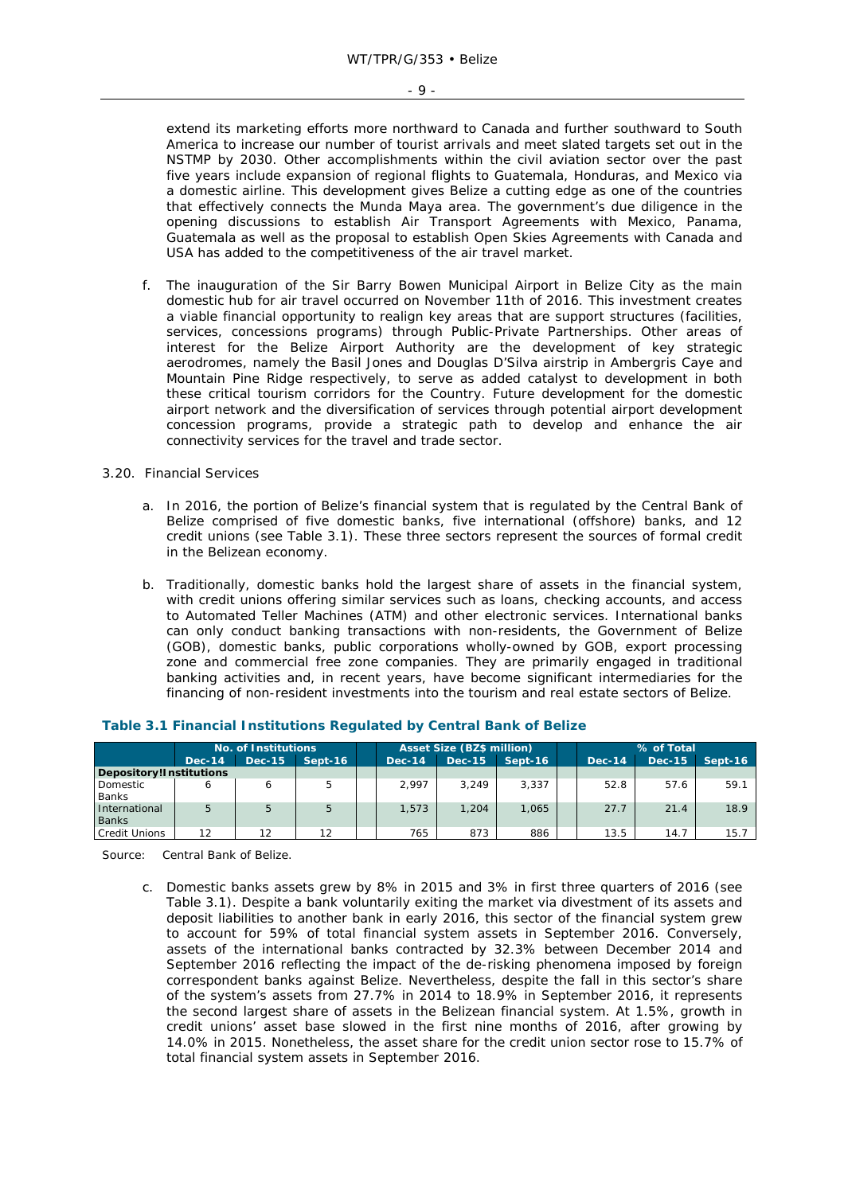extend its marketing efforts more northward to Canada and further southward to South America to increase our number of tourist arrivals and meet slated targets set out in the NSTMP by 2030. Other accomplishments within the civil aviation sector over the past five years include expansion of regional flights to Guatemala, Honduras, and Mexico via a domestic airline. This development gives Belize a cutting edge as one of the countries that effectively connects the Munda Maya area. The government's due diligence in the opening discussions to establish Air Transport Agreements with Mexico, Panama, Guatemala as well as the proposal to establish Open Skies Agreements with Canada and USA has added to the competitiveness of the air travel market.

f. The inauguration of the Sir Barry Bowen Municipal Airport in Belize City as the main domestic hub for air travel occurred on November 11th of 2016. This investment creates a viable financial opportunity to realign key areas that are support structures (facilities, services, concessions programs) through Public-Private Partnerships. Other areas of interest for the Belize Airport Authority are the development of key strategic aerodromes, namely the Basil Jones and Douglas D'Silva airstrip in Ambergris Caye and Mountain Pine Ridge respectively, to serve as added catalyst to development in both these critical tourism corridors for the Country. Future development for the domestic airport network and the diversification of services through potential airport development concession programs, provide a strategic path to develop and enhance the air connectivity services for the travel and trade sector.

3.20. Financial Services

a. In 2016, the portion of Belize's financial system that is regulated by the Central Bank of Belize comprised of five domestic banks, five international (offshore) banks, and 12 credit unions (see Table 3.1). These three sectors represent the sources of formal credit in the Belizean economy.

b. Traditionally, domestic banks hold the largest share of assets in the financial system, with credit unions offering similar services such as loans, checking accounts, and access to Automated Teller Machines (ATM) and other electronic services. International banks can only conduct banking transactions with non-residents, the Government of Belize (GOB), domestic banks, public corporations wholly-owned by GOB, export processing zone and commercial free zone companies. They are primarily engaged in traditional banking activities and, in recent years, have become significant intermediaries for the financing of non-resident investments into the tourism and real estate sectors of Belize.

**Table 3.1 Financial Institutions Regulated by Central Bank of Belize**

| | No. of Institutions | | | Asset Size (BZ$ million) | | | % of Total | | |
|---|---|---|---|---|---|---|---|---|---|
| | Dec-14 | Dec-15 | Sept-16 | Dec-14 | Dec-15 | Sept-16 | Dec-14 | Dec-15 | Sept-16 |
| **Depository Institutions** | | | | | | | | | |
| Domestic Banks | 6 | 6 | 5 | 2,997 | 3,249 | 3,337 | 52.8 | 57.6 | 59.1 |
| International Banks | 5 | 5 | 5 | 1,573 | 1,204 | 1,065 | 27.7 | 21.4 | 18.9 |
| Credit Unions | 12 | 12 | 12 | 765 | 873 | 886 | 13.5 | 14.7 | 15.7 |

Source: Central Bank of Belize.

c. Domestic banks assets grew by 8% in 2015 and 3% in first three quarters of 2016 (see Table 3.1). Despite a bank voluntarily exiting the market via divestment of its assets and deposit liabilities to another bank in early 2016, this sector of the financial system grew to account for 59% of total financial system assets in September 2016. Conversely, assets of the international banks contracted by 32.3% between December 2014 and September 2016 reflecting the impact of the de-risking phenomena imposed by foreign correspondent banks against Belize. Nevertheless, despite the fall in this sector's share of the system's assets from 27.7% in 2014 to 18.9% in September 2016, it represents the second largest share of assets in the Belizean financial system. At 1.5%, growth in credit unions' asset base slowed in the first nine months of 2016, after growing by 14.0% in 2015. Nonetheless, the asset share for the credit union sector rose to 15.7% of total financial system assets in September 2016.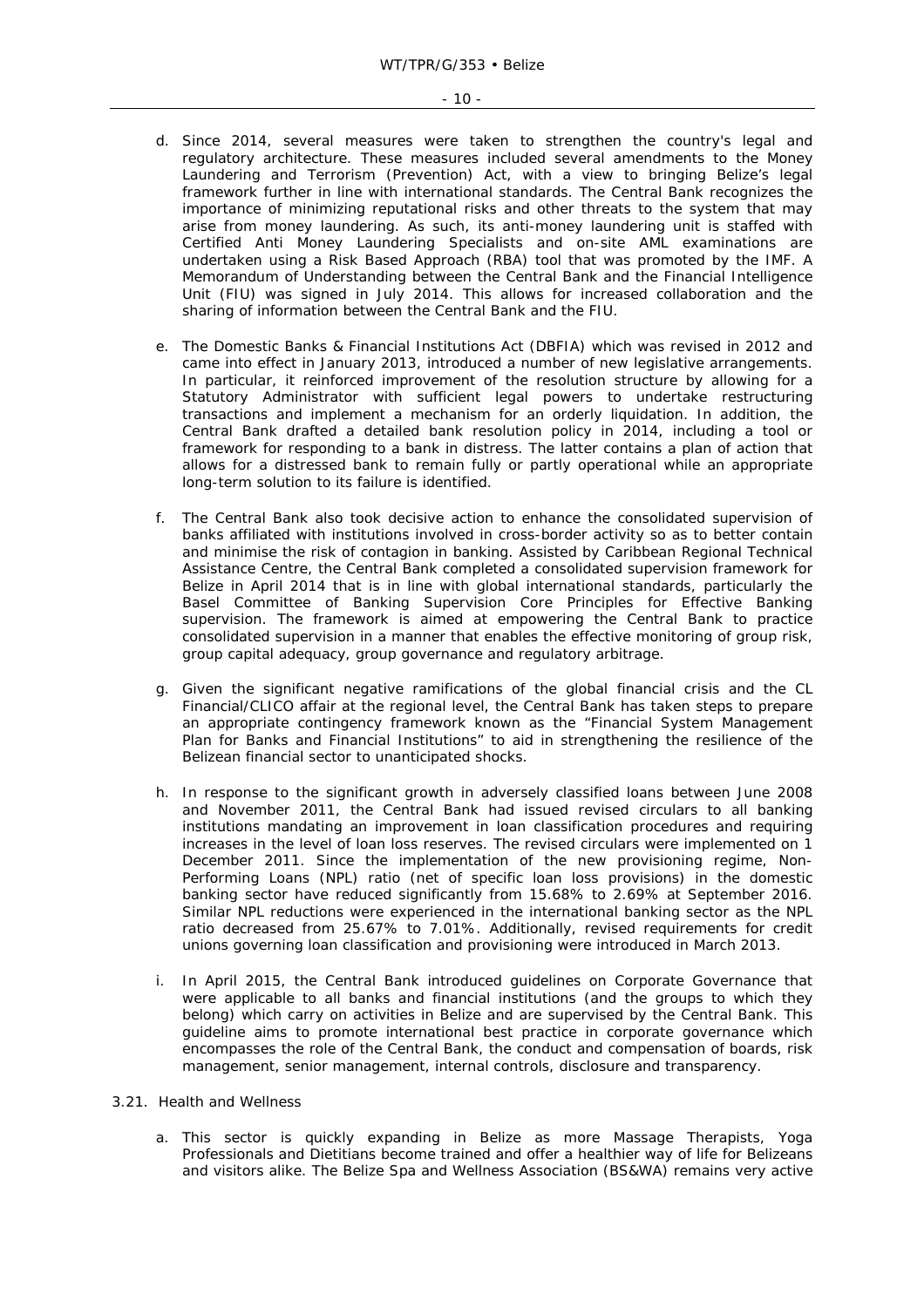d. Since 2014, several measures were taken to strengthen the country's legal and regulatory architecture. These measures included several amendments to the Money Laundering and Terrorism (Prevention) Act, with a view to bringing Belize's legal framework further in line with international standards. The Central Bank recognizes the importance of minimizing reputational risks and other threats to the system that may arise from money laundering. As such, its anti-money laundering unit is staffed with Certified Anti Money Laundering Specialists and on-site AML examinations are undertaken using a Risk Based Approach (RBA) tool that was promoted by the IMF. A Memorandum of Understanding between the Central Bank and the Financial Intelligence Unit (FIU) was signed in July 2014. This allows for increased collaboration and the sharing of information between the Central Bank and the FIU.

e. The Domestic Banks & Financial Institutions Act (DBFIA) which was revised in 2012 and came into effect in January 2013, introduced a number of new legislative arrangements. In particular, it reinforced improvement of the resolution structure by allowing for a Statutory Administrator with sufficient legal powers to undertake restructuring transactions and implement a mechanism for an orderly liquidation. In addition, the Central Bank drafted a detailed bank resolution policy in 2014, including a tool or framework for responding to a bank in distress. The latter contains a plan of action that allows for a distressed bank to remain fully or partly operational while an appropriate long-term solution to its failure is identified.

f. The Central Bank also took decisive action to enhance the consolidated supervision of banks affiliated with institutions involved in cross-border activity so as to better contain and minimise the risk of contagion in banking. Assisted by Caribbean Regional Technical Assistance Centre, the Central Bank completed a consolidated supervision framework for Belize in April 2014 that is in line with global international standards, particularly the Basel Committee of Banking Supervision Core Principles for Effective Banking supervision. The framework is aimed at empowering the Central Bank to practice consolidated supervision in a manner that enables the effective monitoring of group risk, group capital adequacy, group governance and regulatory arbitrage.

g. Given the significant negative ramifications of the global financial crisis and the CL Financial/CLICO affair at the regional level, the Central Bank has taken steps to prepare an appropriate contingency framework known as the "Financial System Management Plan for Banks and Financial Institutions" to aid in strengthening the resilience of the Belizean financial sector to unanticipated shocks.

h. In response to the significant growth in adversely classified loans between June 2008 and November 2011, the Central Bank had issued revised circulars to all banking institutions mandating an improvement in loan classification procedures and requiring increases in the level of loan loss reserves. The revised circulars were implemented on 1 December 2011. Since the implementation of the new provisioning regime, Non-Performing Loans (NPL) ratio (net of specific loan loss provisions) in the domestic banking sector have reduced significantly from 15.68% to 2.69% at September 2016. Similar NPL reductions were experienced in the international banking sector as the NPL ratio decreased from 25.67% to 7.01%. Additionally, revised requirements for credit unions governing loan classification and provisioning were introduced in March 2013.

i. In April 2015, the Central Bank introduced guidelines on Corporate Governance that were applicable to all banks and financial institutions (and the groups to which they belong) which carry on activities in Belize and are supervised by the Central Bank. This guideline aims to promote international best practice in corporate governance which encompasses the role of the Central Bank, the conduct and compensation of boards, risk management, senior management, internal controls, disclosure and transparency.

3.21. Health and Wellness

a. This sector is quickly expanding in Belize as more Massage Therapists, Yoga Professionals and Dietitians become trained and offer a healthier way of life for Belizeans and visitors alike. The Belize Spa and Wellness Association (BS&WA) remains very active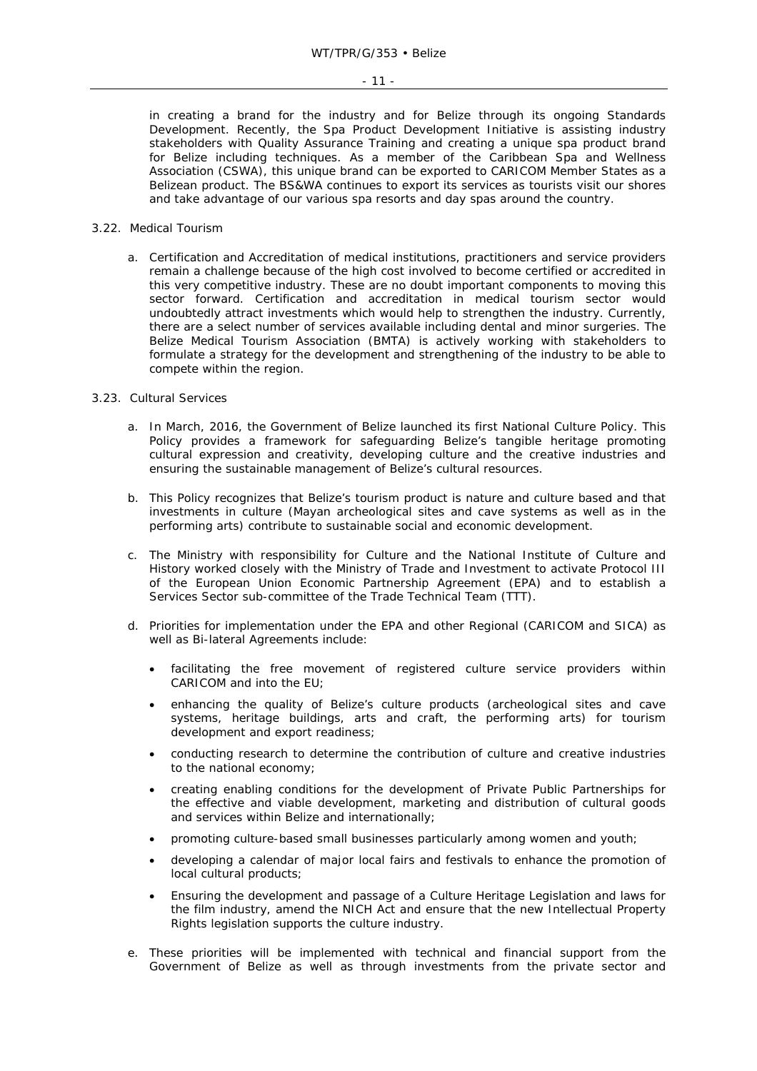in creating a brand for the industry and for Belize through its ongoing Standards Development. Recently, the Spa Product Development Initiative is assisting industry stakeholders with Quality Assurance Training and creating a unique spa product brand for Belize including techniques. As a member of the Caribbean Spa and Wellness Association (CSWA), this unique brand can be exported to CARICOM Member States as a Belizean product. The BS&WA continues to export its services as tourists visit our shores and take advantage of our various spa resorts and day spas around the country.

3.22. Medical Tourism

a. Certification and Accreditation of medical institutions, practitioners and service providers remain a challenge because of the high cost involved to become certified or accredited in this very competitive industry. These are no doubt important components to moving this sector forward. Certification and accreditation in medical tourism sector would undoubtedly attract investments which would help to strengthen the industry. Currently, there are a select number of services available including dental and minor surgeries. The Belize Medical Tourism Association (BMTA) is actively working with stakeholders to formulate a strategy for the development and strengthening of the industry to be able to compete within the region.

3.23. Cultural Services

a. In March, 2016, the Government of Belize launched its first National Culture Policy. This Policy provides a framework for safeguarding Belize's tangible heritage promoting cultural expression and creativity, developing culture and the creative industries and ensuring the sustainable management of Belize's cultural resources.

b. This Policy recognizes that Belize's tourism product is nature and culture based and that investments in culture (Mayan archeological sites and cave systems as well as in the performing arts) contribute to sustainable social and economic development.

c. The Ministry with responsibility for Culture and the National Institute of Culture and History worked closely with the Ministry of Trade and Investment to activate Protocol III of the European Union Economic Partnership Agreement (EPA) and to establish a Services Sector sub-committee of the Trade Technical Team (TTT).

d. Priorities for implementation under the EPA and other Regional (CARICOM and SICA) as well as Bi-lateral Agreements include:

- facilitating the free movement of registered culture service providers within CARICOM and into the EU;
- enhancing the quality of Belize's culture products (archeological sites and cave systems, heritage buildings, arts and craft, the performing arts) for tourism development and export readiness;
- conducting research to determine the contribution of culture and creative industries to the national economy;
- creating enabling conditions for the development of Private Public Partnerships for the effective and viable development, marketing and distribution of cultural goods and services within Belize and internationally;
- promoting culture-based small businesses particularly among women and youth;
- developing a calendar of major local fairs and festivals to enhance the promotion of local cultural products;
- Ensuring the development and passage of a Culture Heritage Legislation and laws for the film industry, amend the NICH Act and ensure that the new Intellectual Property Rights legislation supports the culture industry.

e. These priorities will be implemented with technical and financial support from the Government of Belize as well as through investments from the private sector and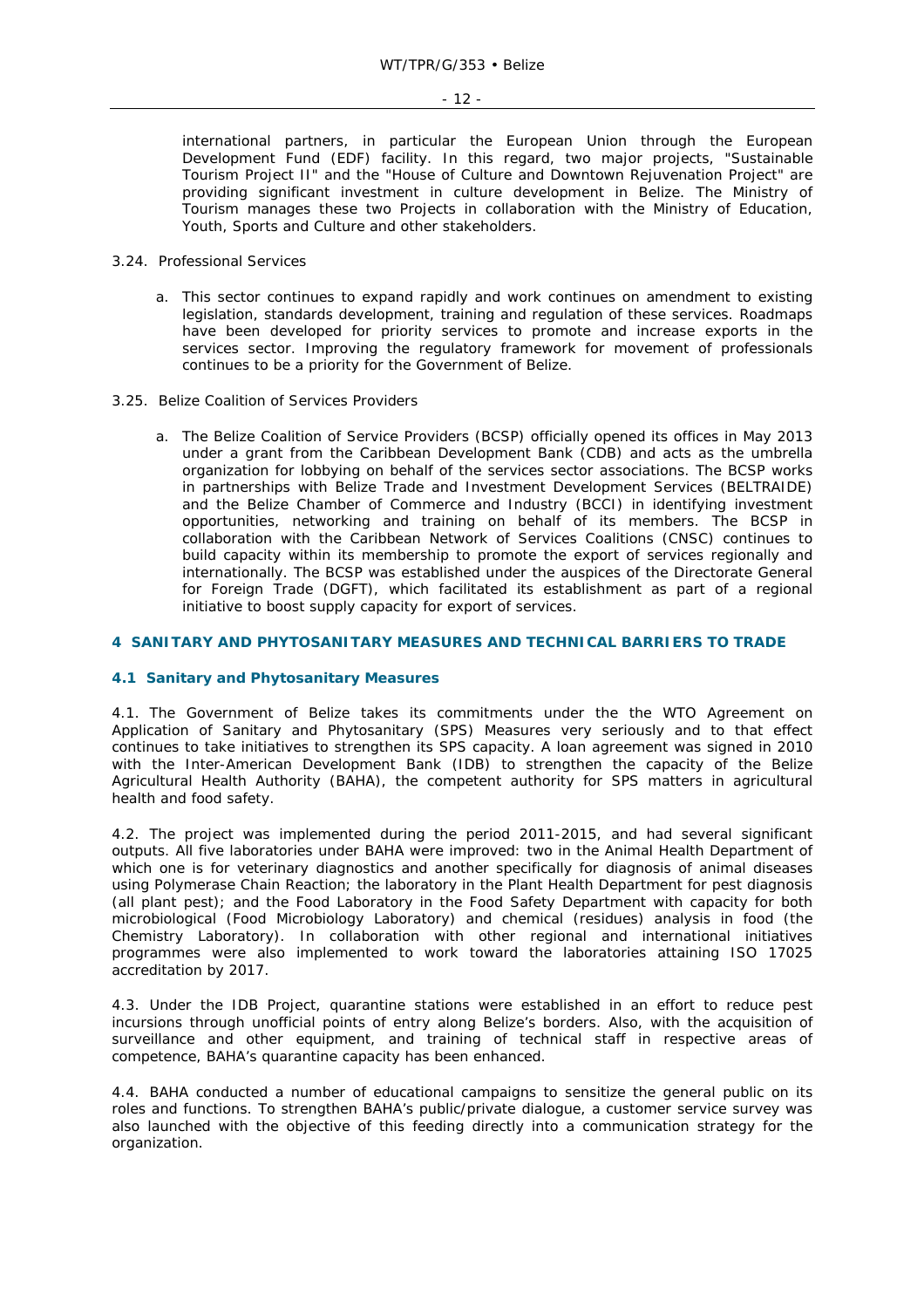international partners, in particular the European Union through the European Development Fund (EDF) facility. In this regard, two major projects, "Sustainable Tourism Project II" and the "House of Culture and Downtown Rejuvenation Project" are providing significant investment in culture development in Belize. The Ministry of Tourism manages these two Projects in collaboration with the Ministry of Education, Youth, Sports and Culture and other stakeholders.

3.24. Professional Services

a. This sector continues to expand rapidly and work continues on amendment to existing legislation, standards development, training and regulation of these services. Roadmaps have been developed for priority services to promote and increase exports in the services sector. Improving the regulatory framework for movement of professionals continues to be a priority for the Government of Belize.

3.25. Belize Coalition of Services Providers

a. The Belize Coalition of Service Providers (BCSP) officially opened its offices in May 2013 under a grant from the Caribbean Development Bank (CDB) and acts as the umbrella organization for lobbying on behalf of the services sector associations. The BCSP works in partnerships with Belize Trade and Investment Development Services (BELTRAIDE) and the Belize Chamber of Commerce and Industry (BCCI) in identifying investment opportunities, networking and training on behalf of its members. The BCSP in collaboration with the Caribbean Network of Services Coalitions (CNSC) continues to build capacity within its membership to promote the export of services regionally and internationally. The BCSP was established under the auspices of the Directorate General for Foreign Trade (DGFT), which facilitated its establishment as part of a regional initiative to boost supply capacity for export of services.

## 4 SANITARY AND PHYTOSANITARY MEASURES AND TECHNICAL BARRIERS TO TRADE

### 4.1 Sanitary and Phytosanitary Measures

4.1. The Government of Belize takes its commitments under the the WTO Agreement on Application of Sanitary and Phytosanitary (SPS) Measures very seriously and to that effect continues to take initiatives to strengthen its SPS capacity. A loan agreement was signed in 2010 with the Inter-American Development Bank (IDB) to strengthen the capacity of the Belize Agricultural Health Authority (BAHA), the competent authority for SPS matters in agricultural health and food safety.

4.2. The project was implemented during the period 2011-2015, and had several significant outputs. All five laboratories under BAHA were improved: two in the Animal Health Department of which one is for veterinary diagnostics and another specifically for diagnosis of animal diseases using Polymerase Chain Reaction; the laboratory in the Plant Health Department for pest diagnosis (all plant pest); and the Food Laboratory in the Food Safety Department with capacity for both microbiological (Food Microbiology Laboratory) and chemical (residues) analysis in food (the Chemistry Laboratory). In collaboration with other regional and international initiatives programmes were also implemented to work toward the laboratories attaining ISO 17025 accreditation by 2017.

4.3. Under the IDB Project, quarantine stations were established in an effort to reduce pest incursions through unofficial points of entry along Belize's borders. Also, with the acquisition of surveillance and other equipment, and training of technical staff in respective areas of competence, BAHA's quarantine capacity has been enhanced.

4.4. BAHA conducted a number of educational campaigns to sensitize the general public on its roles and functions. To strengthen BAHA's public/private dialogue, a customer service survey was also launched with the objective of this feeding directly into a communication strategy for the organization.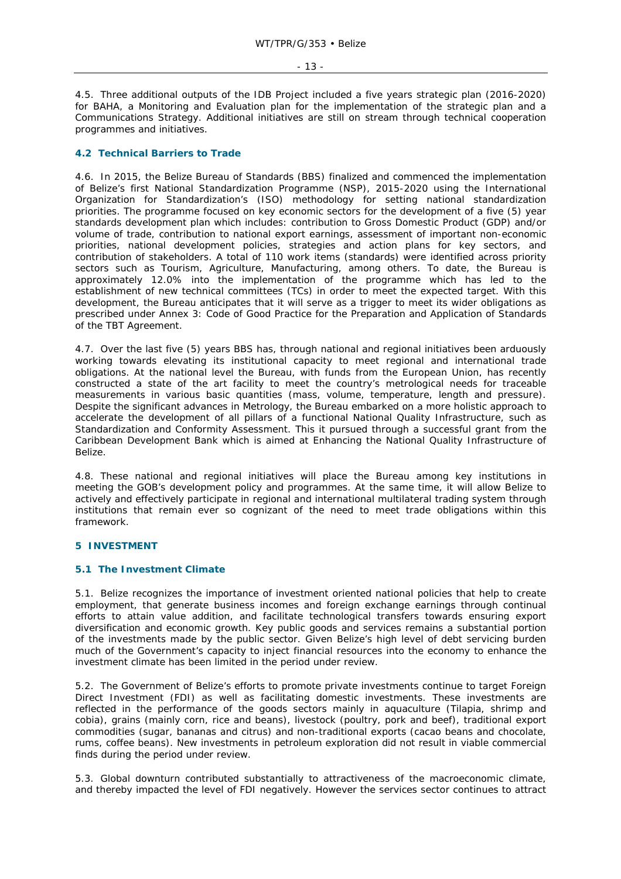4.5. Three additional outputs of the IDB Project included a five years strategic plan (2016-2020) for BAHA, a Monitoring and Evaluation plan for the implementation of the strategic plan and a Communications Strategy. Additional initiatives are still on stream through technical cooperation programmes and initiatives.

### 4.2 Technical Barriers to Trade

4.6. In 2015, the Belize Bureau of Standards (BBS) finalized and commenced the implementation of Belize's first National Standardization Programme (NSP), 2015-2020 using the International Organization for Standardization's (ISO) methodology for setting national standardization priorities. The programme focused on key economic sectors for the development of a five (5) year standards development plan which includes: contribution to Gross Domestic Product (GDP) and/or volume of trade, contribution to national export earnings, assessment of important non-economic priorities, national development policies, strategies and action plans for key sectors, and contribution of stakeholders. A total of 110 work items (standards) were identified across priority sectors such as Tourism, Agriculture, Manufacturing, among others. To date, the Bureau is approximately 12.0% into the implementation of the programme which has led to the establishment of new technical committees (TCs) in order to meet the expected target. With this development, the Bureau anticipates that it will serve as a trigger to meet its wider obligations as prescribed under Annex 3: Code of Good Practice for the Preparation and Application of Standards of the TBT Agreement.

4.7. Over the last five (5) years BBS has, through national and regional initiatives been arduously working towards elevating its institutional capacity to meet regional and international trade obligations. At the national level the Bureau, with funds from the European Union, has recently constructed a state of the art facility to meet the country's metrological needs for traceable measurements in various basic quantities (mass, volume, temperature, length and pressure). Despite the significant advances in Metrology, the Bureau embarked on a more holistic approach to accelerate the development of all pillars of a functional National Quality Infrastructure, such as Standardization and Conformity Assessment. This it pursued through a successful grant from the Caribbean Development Bank which is aimed at Enhancing the National Quality Infrastructure of Belize.

4.8. These national and regional initiatives will place the Bureau among key institutions in meeting the GOB's development policy and programmes. At the same time, it will allow Belize to actively and effectively participate in regional and international multilateral trading system through institutions that remain ever so cognizant of the need to meet trade obligations within this framework.

## 5 INVESTMENT

### 5.1 The Investment Climate

5.1. Belize recognizes the importance of investment oriented national policies that help to create employment, that generate business incomes and foreign exchange earnings through continual efforts to attain value addition, and facilitate technological transfers towards ensuring export diversification and economic growth. Key public goods and services remains a substantial portion of the investments made by the public sector. Given Belize's high level of debt servicing burden much of the Government's capacity to inject financial resources into the economy to enhance the investment climate has been limited in the period under review.

5.2. The Government of Belize's efforts to promote private investments continue to target Foreign Direct Investment (FDI) as well as facilitating domestic investments. These investments are reflected in the performance of the goods sectors mainly in aquaculture (Tilapia, shrimp and cobia), grains (mainly corn, rice and beans), livestock (poultry, pork and beef), traditional export commodities (sugar, bananas and citrus) and non-traditional exports (cacao beans and chocolate, rums, coffee beans). New investments in petroleum exploration did not result in viable commercial finds during the period under review.

5.3. Global downturn contributed substantially to attractiveness of the macroeconomic climate, and thereby impacted the level of FDI negatively. However the services sector continues to attract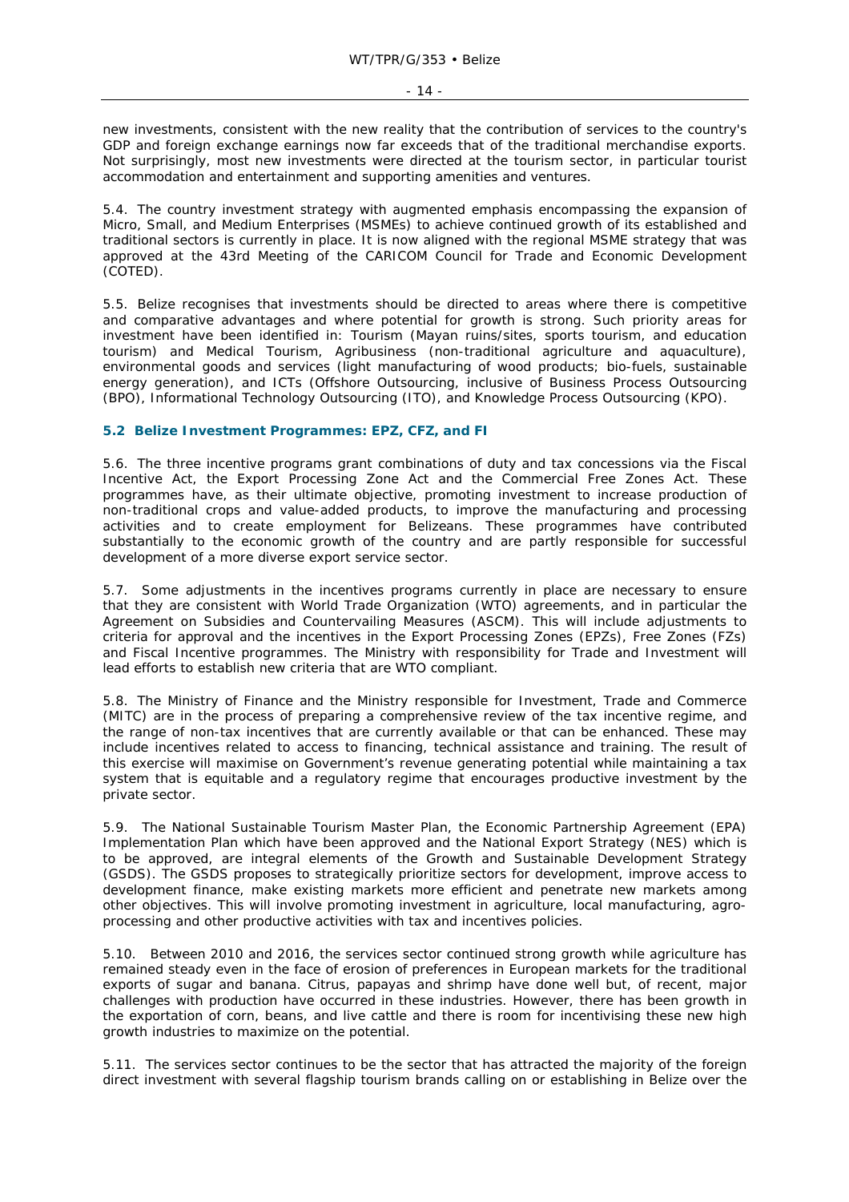new investments, consistent with the new reality that the contribution of services to the country's GDP and foreign exchange earnings now far exceeds that of the traditional merchandise exports. Not surprisingly, most new investments were directed at the tourism sector, in particular tourist accommodation and entertainment and supporting amenities and ventures.

5.4. The country investment strategy with augmented emphasis encompassing the expansion of Micro, Small, and Medium Enterprises (MSMEs) to achieve continued growth of its established and traditional sectors is currently in place. It is now aligned with the regional MSME strategy that was approved at the 43rd Meeting of the CARICOM Council for Trade and Economic Development (COTED).

5.5. Belize recognises that investments should be directed to areas where there is competitive and comparative advantages and where potential for growth is strong. Such priority areas for investment have been identified in: Tourism (Mayan ruins/sites, sports tourism, and education tourism) and Medical Tourism, Agribusiness (non-traditional agriculture and aquaculture), environmental goods and services (light manufacturing of wood products; bio-fuels, sustainable energy generation), and ICTs (Offshore Outsourcing, inclusive of Business Process Outsourcing (BPO), Informational Technology Outsourcing (ITO), and Knowledge Process Outsourcing (KPO).

### 5.2 Belize Investment Programmes: EPZ, CFZ, and FI

5.6. The three incentive programs grant combinations of duty and tax concessions via the Fiscal Incentive Act, the Export Processing Zone Act and the Commercial Free Zones Act. These programmes have, as their ultimate objective, promoting investment to increase production of non-traditional crops and value-added products, to improve the manufacturing and processing activities and to create employment for Belizeans. These programmes have contributed substantially to the economic growth of the country and are partly responsible for successful development of a more diverse export service sector.

5.7. Some adjustments in the incentives programs currently in place are necessary to ensure that they are consistent with World Trade Organization (WTO) agreements, and in particular the Agreement on Subsidies and Countervailing Measures (ASCM). This will include adjustments to criteria for approval and the incentives in the Export Processing Zones (EPZs), Free Zones (FZs) and Fiscal Incentive programmes. The Ministry with responsibility for Trade and Investment will lead efforts to establish new criteria that are WTO compliant.

5.8. The Ministry of Finance and the Ministry responsible for Investment, Trade and Commerce (MITC) are in the process of preparing a comprehensive review of the tax incentive regime, and the range of non-tax incentives that are currently available or that can be enhanced. These may include incentives related to access to financing, technical assistance and training. The result of this exercise will maximise on Government's revenue generating potential while maintaining a tax system that is equitable and a regulatory regime that encourages productive investment by the private sector.

5.9. The National Sustainable Tourism Master Plan, the Economic Partnership Agreement (EPA) Implementation Plan which have been approved and the National Export Strategy (NES) which is to be approved, are integral elements of the Growth and Sustainable Development Strategy (GSDS). The GSDS proposes to strategically prioritize sectors for development, improve access to development finance, make existing markets more efficient and penetrate new markets among other objectives. This will involve promoting investment in agriculture, local manufacturing, agro-processing and other productive activities with tax and incentives policies.

5.10. Between 2010 and 2016, the services sector continued strong growth while agriculture has remained steady even in the face of erosion of preferences in European markets for the traditional exports of sugar and banana. Citrus, papayas and shrimp have done well but, of recent, major challenges with production have occurred in these industries. However, there has been growth in the exportation of corn, beans, and live cattle and there is room for incentivising these new high growth industries to maximize on the potential.

5.11. The services sector continues to be the sector that has attracted the majority of the foreign direct investment with several flagship tourism brands calling on or establishing in Belize over the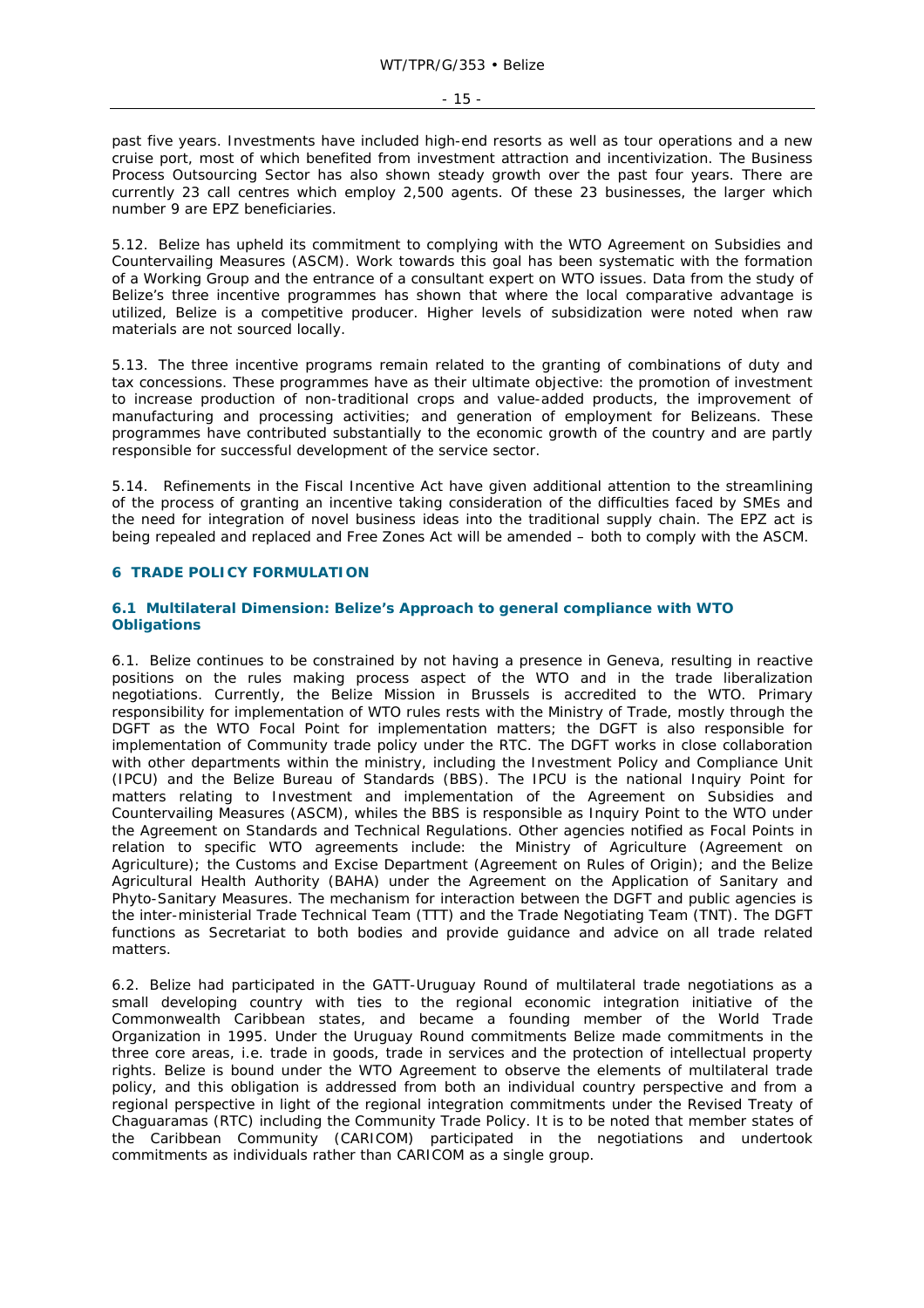past five years. Investments have included high-end resorts as well as tour operations and a new cruise port, most of which benefited from investment attraction and incentivization. The Business Process Outsourcing Sector has also shown steady growth over the past four years. There are currently 23 call centres which employ 2,500 agents. Of these 23 businesses, the larger which number 9 are EPZ beneficiaries.

5.12. Belize has upheld its commitment to complying with the WTO Agreement on Subsidies and Countervailing Measures (ASCM). Work towards this goal has been systematic with the formation of a Working Group and the entrance of a consultant expert on WTO issues. Data from the study of Belize's three incentive programmes has shown that where the local comparative advantage is utilized, Belize is a competitive producer. Higher levels of subsidization were noted when raw materials are not sourced locally.

5.13. The three incentive programs remain related to the granting of combinations of duty and tax concessions. These programmes have as their ultimate objective: the promotion of investment to increase production of non-traditional crops and value-added products, the improvement of manufacturing and processing activities; and generation of employment for Belizeans. These programmes have contributed substantially to the economic growth of the country and are partly responsible for successful development of the service sector.

5.14. Refinements in the Fiscal Incentive Act have given additional attention to the streamlining of the process of granting an incentive taking consideration of the difficulties faced by SMEs and the need for integration of novel business ideas into the traditional supply chain. The EPZ act is being repealed and replaced and Free Zones Act will be amended – both to comply with the ASCM.

## 6 TRADE POLICY FORMULATION

### 6.1 Multilateral Dimension: Belize's Approach to general compliance with WTO Obligations

6.1. Belize continues to be constrained by not having a presence in Geneva, resulting in reactive positions on the rules making process aspect of the WTO and in the trade liberalization negotiations. Currently, the Belize Mission in Brussels is accredited to the WTO. Primary responsibility for implementation of WTO rules rests with the Ministry of Trade, mostly through the DGFT as the WTO Focal Point for implementation matters; the DGFT is also responsible for implementation of Community trade policy under the RTC. The DGFT works in close collaboration with other departments within the ministry, including the Investment Policy and Compliance Unit (IPCU) and the Belize Bureau of Standards (BBS). The IPCU is the national Inquiry Point for matters relating to Investment and implementation of the Agreement on Subsidies and Countervailing Measures (ASCM), whiles the BBS is responsible as Inquiry Point to the WTO under the Agreement on Standards and Technical Regulations. Other agencies notified as Focal Points in relation to specific WTO agreements include: the Ministry of Agriculture (Agreement on Agriculture); the Customs and Excise Department (Agreement on Rules of Origin); and the Belize Agricultural Health Authority (BAHA) under the Agreement on the Application of Sanitary and Phyto-Sanitary Measures. The mechanism for interaction between the DGFT and public agencies is the inter-ministerial Trade Technical Team (TTT) and the Trade Negotiating Team (TNT). The DGFT functions as Secretariat to both bodies and provide guidance and advice on all trade related matters.

6.2. Belize had participated in the GATT-Uruguay Round of multilateral trade negotiations as a small developing country with ties to the regional economic integration initiative of the Commonwealth Caribbean states, and became a founding member of the World Trade Organization in 1995. Under the Uruguay Round commitments Belize made commitments in the three core areas, i.e. trade in goods, trade in services and the protection of intellectual property rights. Belize is bound under the WTO Agreement to observe the elements of multilateral trade policy, and this obligation is addressed from both an individual country perspective and from a regional perspective in light of the regional integration commitments under the Revised Treaty of Chaguaramas (RTC) including the Community Trade Policy. It is to be noted that member states of the Caribbean Community (CARICOM) participated in the negotiations and undertook commitments as individuals rather than CARICOM as a single group.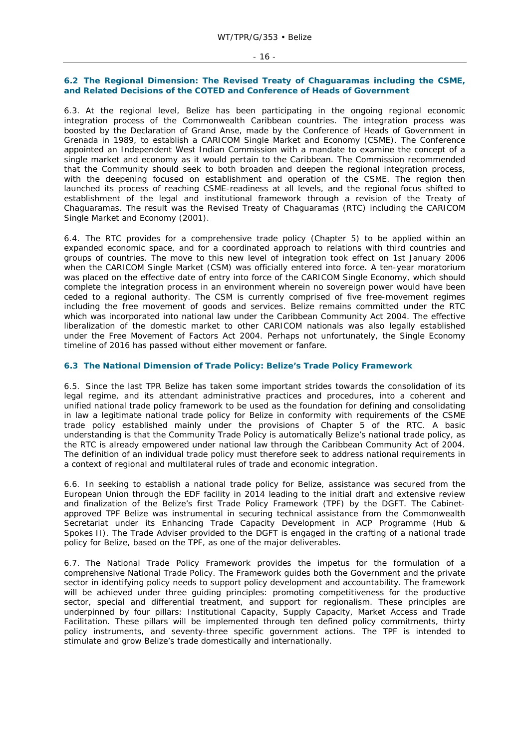### 6.2 The Regional Dimension: The Revised Treaty of Chaguaramas including the CSME, and Related Decisions of the COTED and Conference of Heads of Government

6.3. At the regional level, Belize has been participating in the ongoing regional economic integration process of the Commonwealth Caribbean countries. The integration process was boosted by the Declaration of Grand Anse, made by the Conference of Heads of Government in Grenada in 1989, to establish a CARICOM Single Market and Economy (CSME). The Conference appointed an Independent West Indian Commission with a mandate to examine the concept of a single market and economy as it would pertain to the Caribbean. The Commission recommended that the Community should seek to both broaden and deepen the regional integration process, with the deepening focused on establishment and operation of the CSME. The region then launched its process of reaching CSME-readiness at all levels, and the regional focus shifted to establishment of the legal and institutional framework through a revision of the Treaty of Chaguaramas. The result was the Revised Treaty of Chaguaramas (RTC) including the CARICOM Single Market and Economy (2001).

6.4. The RTC provides for a comprehensive trade policy (Chapter 5) to be applied within an expanded economic space, and for a coordinated approach to relations with third countries and groups of countries. The move to this new level of integration took effect on 1st January 2006 when the CARICOM Single Market (CSM) was officially entered into force. A ten-year moratorium was placed on the effective date of entry into force of the CARICOM Single Economy, which should complete the integration process in an environment wherein no sovereign power would have been ceded to a regional authority. The CSM is currently comprised of five free-movement regimes including the free movement of goods and services. Belize remains committed under the RTC which was incorporated into national law under the Caribbean Community Act 2004. The effective liberalization of the domestic market to other CARICOM nationals was also legally established under the Free Movement of Factors Act 2004. Perhaps not unfortunately, the Single Economy timeline of 2016 has passed without either movement or fanfare.

### 6.3 The National Dimension of Trade Policy: Belize's Trade Policy Framework

6.5. Since the last TPR Belize has taken some important strides towards the consolidation of its legal regime, and its attendant administrative practices and procedures, into a coherent and unified national trade policy framework to be used as the foundation for defining and consolidating in law a legitimate national trade policy for Belize in conformity with requirements of the CSME trade policy established mainly under the provisions of Chapter 5 of the RTC. A basic understanding is that the Community Trade Policy is automatically Belize's national trade policy, as the RTC is already empowered under national law through the Caribbean Community Act of 2004. The definition of an individual trade policy must therefore seek to address national requirements in a context of regional and multilateral rules of trade and economic integration.

6.6. In seeking to establish a national trade policy for Belize, assistance was secured from the European Union through the EDF facility in 2014 leading to the initial draft and extensive review and finalization of the Belize's first Trade Policy Framework (TPF) by the DGFT. The Cabinet-approved TPF Belize was instrumental in securing technical assistance from the Commonwealth Secretariat under its Enhancing Trade Capacity Development in ACP Programme (Hub & Spokes II). The Trade Adviser provided to the DGFT is engaged in the crafting of a national trade policy for Belize, based on the TPF, as one of the major deliverables.

6.7. The National Trade Policy Framework provides the impetus for the formulation of a comprehensive National Trade Policy. The Framework guides both the Government and the private sector in identifying policy needs to support policy development and accountability. The framework will be achieved under three guiding principles: promoting competitiveness for the productive sector, special and differential treatment, and support for regionalism. These principles are underpinned by four pillars: Institutional Capacity, Supply Capacity, Market Access and Trade Facilitation. These pillars will be implemented through ten defined policy commitments, thirty policy instruments, and seventy-three specific government actions. The TPF is intended to stimulate and grow Belize's trade domestically and internationally.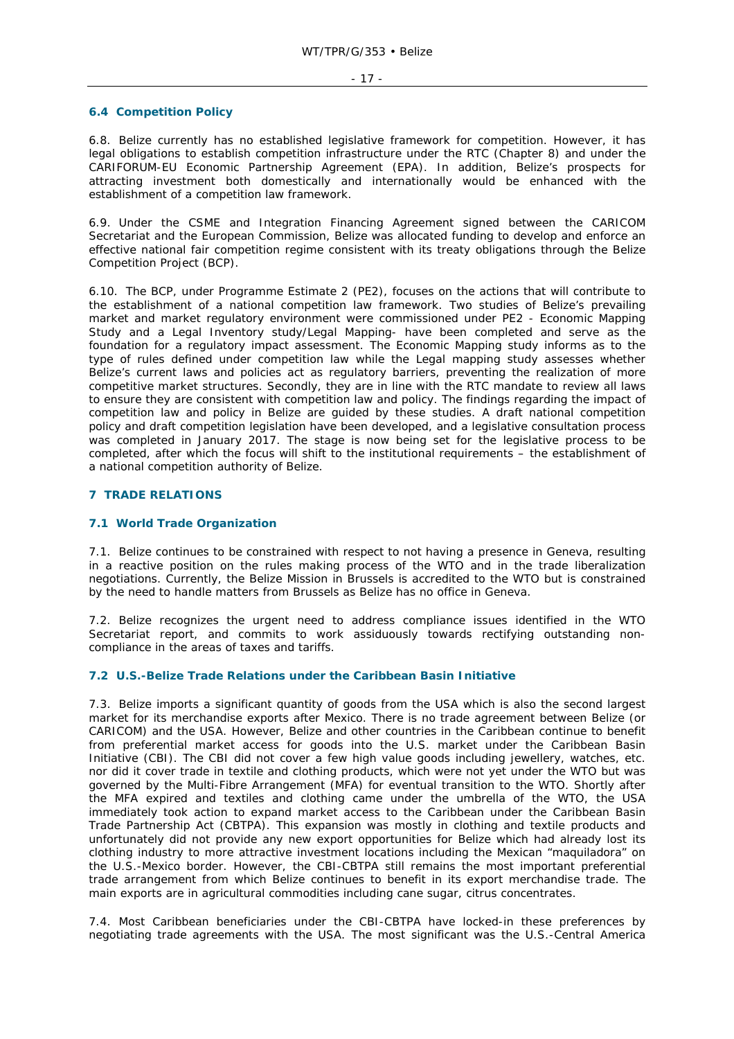### 6.4 Competition Policy

6.8. Belize currently has no established legislative framework for competition. However, it has legal obligations to establish competition infrastructure under the RTC (Chapter 8) and under the CARIFORUM-EU Economic Partnership Agreement (EPA). In addition, Belize's prospects for attracting investment both domestically and internationally would be enhanced with the establishment of a competition law framework.

6.9. Under the CSME and Integration Financing Agreement signed between the CARICOM Secretariat and the European Commission, Belize was allocated funding to develop and enforce an effective national fair competition regime consistent with its treaty obligations through the Belize Competition Project (BCP).

6.10. The BCP, under Programme Estimate 2 (PE2), focuses on the actions that will contribute to the establishment of a national competition law framework. Two studies of Belize's prevailing market and market regulatory environment were commissioned under PE2 - Economic Mapping Study and a Legal Inventory study/Legal Mapping- have been completed and serve as the foundation for a regulatory impact assessment. The Economic Mapping study informs as to the type of rules defined under competition law while the Legal mapping study assesses whether Belize's current laws and policies act as regulatory barriers, preventing the realization of more competitive market structures. Secondly, they are in line with the RTC mandate to review all laws to ensure they are consistent with competition law and policy. The findings regarding the impact of competition law and policy in Belize are guided by these studies. A draft national competition policy and draft competition legislation have been developed, and a legislative consultation process was completed in January 2017. The stage is now being set for the legislative process to be completed, after which the focus will shift to the institutional requirements – the establishment of a national competition authority of Belize.

## 7 TRADE RELATIONS

### 7.1 World Trade Organization

7.1. Belize continues to be constrained with respect to not having a presence in Geneva, resulting in a reactive position on the rules making process of the WTO and in the trade liberalization negotiations. Currently, the Belize Mission in Brussels is accredited to the WTO but is constrained by the need to handle matters from Brussels as Belize has no office in Geneva.

7.2. Belize recognizes the urgent need to address compliance issues identified in the WTO Secretariat report, and commits to work assiduously towards rectifying outstanding non-compliance in the areas of taxes and tariffs.

### 7.2 U.S.-Belize Trade Relations under the Caribbean Basin Initiative

7.3. Belize imports a significant quantity of goods from the USA which is also the second largest market for its merchandise exports after Mexico. There is no trade agreement between Belize (or CARICOM) and the USA. However, Belize and other countries in the Caribbean continue to benefit from preferential market access for goods into the U.S. market under the Caribbean Basin Initiative (CBI). The CBI did not cover a few high value goods including jewellery, watches, etc. nor did it cover trade in textile and clothing products, which were not yet under the WTO but was governed by the Multi-Fibre Arrangement (MFA) for eventual transition to the WTO. Shortly after the MFA expired and textiles and clothing came under the umbrella of the WTO, the USA immediately took action to expand market access to the Caribbean under the Caribbean Basin Trade Partnership Act (CBTPA). This expansion was mostly in clothing and textile products and unfortunately did not provide any new export opportunities for Belize which had already lost its clothing industry to more attractive investment locations including the Mexican "maquiladora" on the U.S.-Mexico border. However, the CBI-CBTPA still remains the most important preferential trade arrangement from which Belize continues to benefit in its export merchandise trade. The main exports are in agricultural commodities including cane sugar, citrus concentrates.

7.4. Most Caribbean beneficiaries under the CBI-CBTPA have locked-in these preferences by negotiating trade agreements with the USA. The most significant was the U.S.-Central America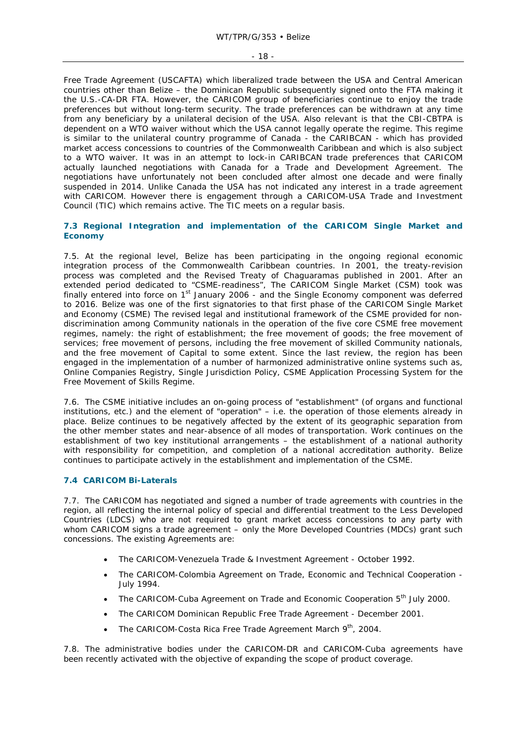Free Trade Agreement (USCAFTA) which liberalized trade between the USA and Central American countries other than Belize – the Dominican Republic subsequently signed onto the FTA making it the U.S.-CA-DR FTA. However, the CARICOM group of beneficiaries continue to enjoy the trade preferences but without long-term security. The trade preferences can be withdrawn at any time from any beneficiary by a unilateral decision of the USA. Also relevant is that the CBI-CBTPA is dependent on a WTO waiver without which the USA cannot legally operate the regime. This regime is similar to the unilateral country programme of Canada - the CARIBCAN - which has provided market access concessions to countries of the Commonwealth Caribbean and which is also subject to a WTO waiver. It was in an attempt to lock-in CARIBCAN trade preferences that CARICOM actually launched negotiations with Canada for a Trade and Development Agreement. The negotiations have unfortunately not been concluded after almost one decade and were finally suspended in 2014. Unlike Canada the USA has not indicated any interest in a trade agreement with CARICOM. However there is engagement through a CARICOM-USA Trade and Investment Council (TIC) which remains active. The TIC meets on a regular basis.

### 7.3 Regional Integration and implementation of the CARICOM Single Market and Economy

7.5. At the regional level, Belize has been participating in the ongoing regional economic integration process of the Commonwealth Caribbean countries. In 2001, the treaty-revision process was completed and the Revised Treaty of Chaguaramas published in 2001. After an extended period dedicated to "CSME-readiness", The CARICOM Single Market (CSM) took was finally entered into force on 1st January 2006 - and the Single Economy component was deferred to 2016. Belize was one of the first signatories to that first phase of the CARICOM Single Market and Economy (CSME) The revised legal and institutional framework of the CSME provided for non-discrimination among Community nationals in the operation of the five core CSME free movement regimes, namely: the right of establishment; the free movement of goods; the free movement of services; free movement of persons, including the free movement of skilled Community nationals, and the free movement of Capital to some extent. Since the last review, the region has been engaged in the implementation of a number of harmonized administrative online systems such as, Online Companies Registry, Single Jurisdiction Policy, CSME Application Processing System for the Free Movement of Skills Regime.

7.6. The CSME initiative includes an on-going process of "establishment" (of organs and functional institutions, etc.) and the element of "operation" – i.e. the operation of those elements already in place. Belize continues to be negatively affected by the extent of its geographic separation from the other member states and near-absence of all modes of transportation. Work continues on the establishment of two key institutional arrangements – the establishment of a national authority with responsibility for competition, and completion of a national accreditation authority. Belize continues to participate actively in the establishment and implementation of the CSME.

### 7.4 CARICOM Bi-Laterals

7.7. The CARICOM has negotiated and signed a number of trade agreements with countries in the region, all reflecting the internal policy of special and differential treatment to the Less Developed Countries (LDCS) who are not required to grant market access concessions to any party with whom CARICOM signs a trade agreement – only the More Developed Countries (MDCs) grant such concessions. The existing Agreements are:

- The CARICOM-Venezuela Trade & Investment Agreement - October 1992.
- The CARICOM-Colombia Agreement on Trade, Economic and Technical Cooperation - July 1994.
- The CARICOM-Cuba Agreement on Trade and Economic Cooperation 5th July 2000.
- The CARICOM Dominican Republic Free Trade Agreement - December 2001.
- The CARICOM-Costa Rica Free Trade Agreement March 9th, 2004.

7.8. The administrative bodies under the CARICOM-DR and CARICOM-Cuba agreements have been recently activated with the objective of expanding the scope of product coverage.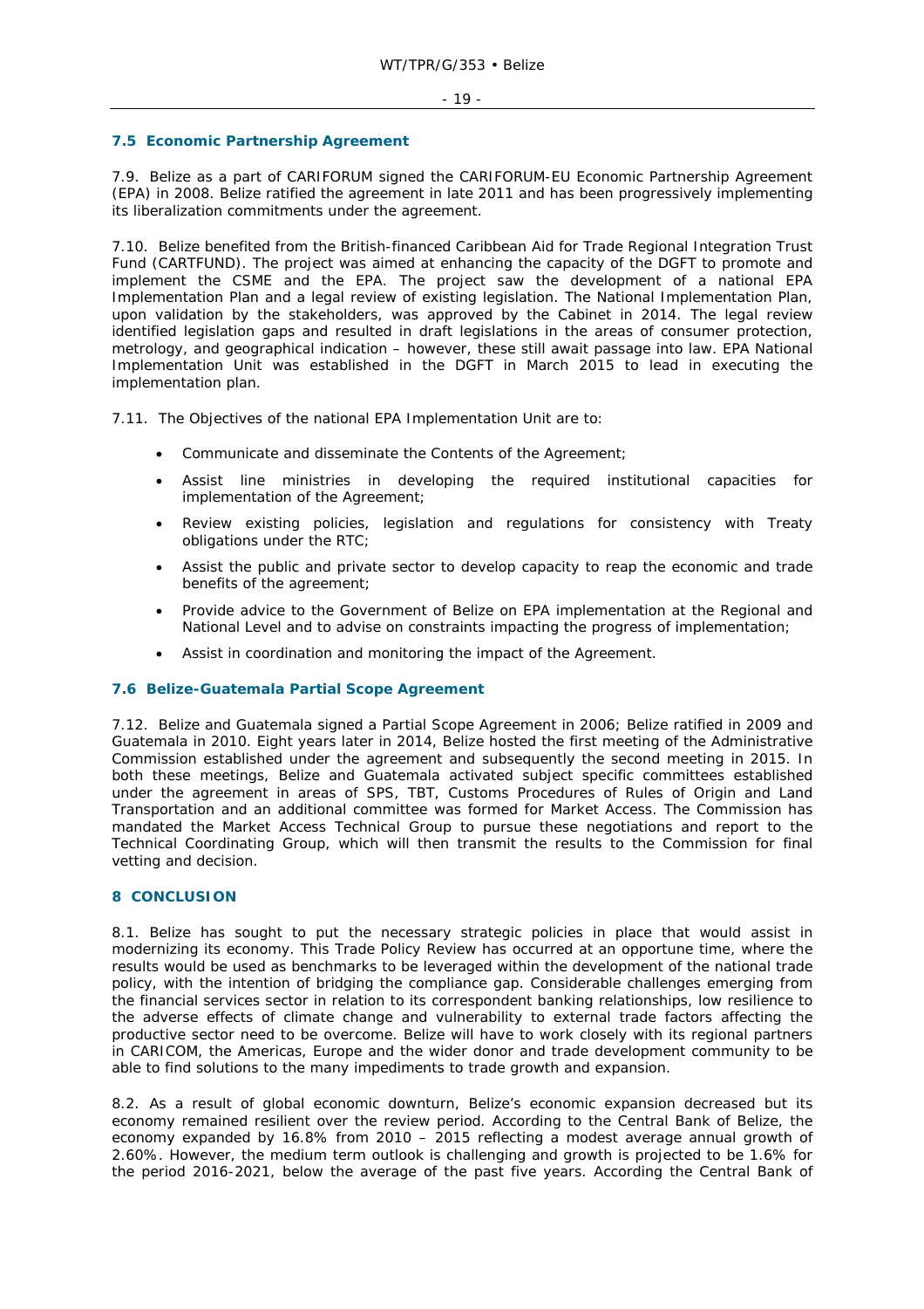## 7.5 Economic Partnership Agreement

7.9. Belize as a part of CARIFORUM signed the CARIFORUM-EU Economic Partnership Agreement (EPA) in 2008. Belize ratified the agreement in late 2011 and has been progressively implementing its liberalization commitments under the agreement.

7.10. Belize benefited from the British-financed Caribbean Aid for Trade Regional Integration Trust Fund (CARTFUND). The project was aimed at enhancing the capacity of the DGFT to promote and implement the CSME and the EPA. The project saw the development of a national EPA Implementation Plan and a legal review of existing legislation. The National Implementation Plan, upon validation by the stakeholders, was approved by the Cabinet in 2014. The legal review identified legislation gaps and resulted in draft legislations in the areas of consumer protection, metrology, and geographical indication – however, these still await passage into law. EPA National Implementation Unit was established in the DGFT in March 2015 to lead in executing the implementation plan.

7.11. The Objectives of the national EPA Implementation Unit are to:

- Communicate and disseminate the Contents of the Agreement;
- Assist line ministries in developing the required institutional capacities for implementation of the Agreement;
- Review existing policies, legislation and regulations for consistency with Treaty obligations under the RTC;
- Assist the public and private sector to develop capacity to reap the economic and trade benefits of the agreement;
- Provide advice to the Government of Belize on EPA implementation at the Regional and National Level and to advise on constraints impacting the progress of implementation;
- Assist in coordination and monitoring the impact of the Agreement.

## 7.6 Belize-Guatemala Partial Scope Agreement

7.12. Belize and Guatemala signed a Partial Scope Agreement in 2006; Belize ratified in 2009 and Guatemala in 2010. Eight years later in 2014, Belize hosted the first meeting of the Administrative Commission established under the agreement and subsequently the second meeting in 2015. In both these meetings, Belize and Guatemala activated subject specific committees established under the agreement in areas of SPS, TBT, Customs Procedures of Rules of Origin and Land Transportation and an additional committee was formed for Market Access. The Commission has mandated the Market Access Technical Group to pursue these negotiations and report to the Technical Coordinating Group, which will then transmit the results to the Commission for final vetting and decision.

# 8 CONCLUSION

8.1. Belize has sought to put the necessary strategic policies in place that would assist in modernizing its economy. This Trade Policy Review has occurred at an opportune time, where the results would be used as benchmarks to be leveraged within the development of the national trade policy, with the intention of bridging the compliance gap. Considerable challenges emerging from the financial services sector in relation to its correspondent banking relationships, low resilience to the adverse effects of climate change and vulnerability to external trade factors affecting the productive sector need to be overcome. Belize will have to work closely with its regional partners in CARICOM, the Americas, Europe and the wider donor and trade development community to be able to find solutions to the many impediments to trade growth and expansion.

8.2. As a result of global economic downturn, Belize's economic expansion decreased but its economy remained resilient over the review period. According to the Central Bank of Belize, the economy expanded by 16.8% from 2010 – 2015 reflecting a modest average annual growth of 2.60%. However, the medium term outlook is challenging and growth is projected to be 1.6% for the period 2016-2021, below the average of the past five years. According the Central Bank of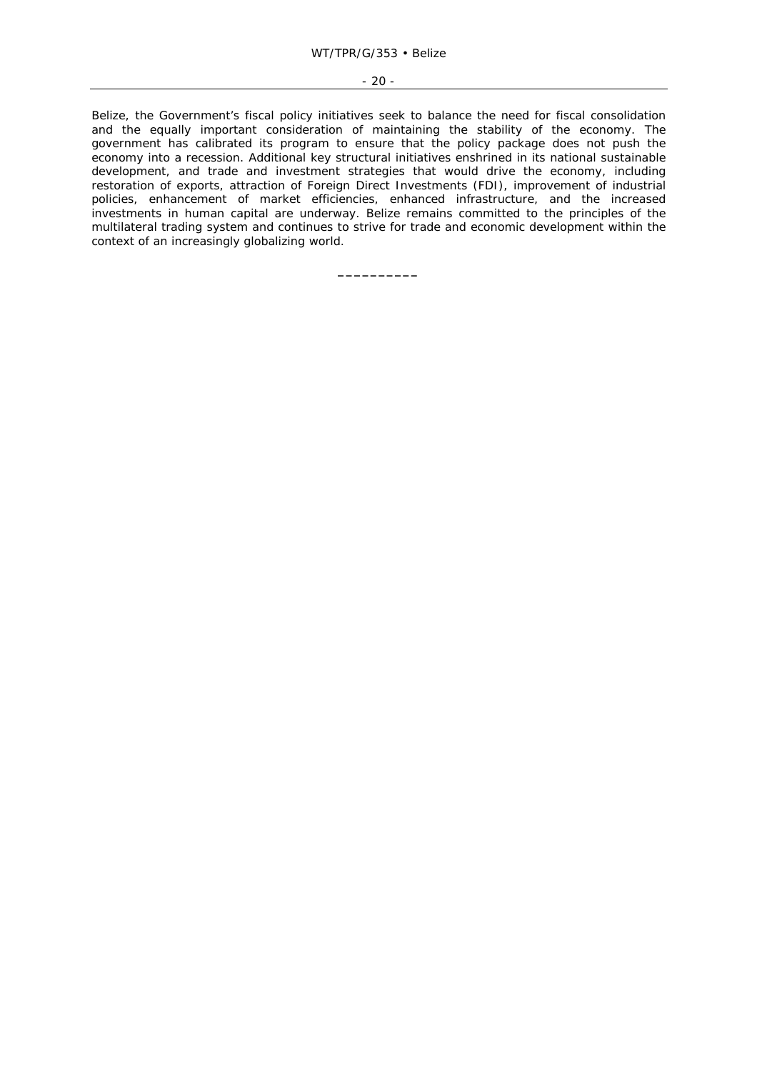Belize, the Government's fiscal policy initiatives seek to balance the need for fiscal consolidation and the equally important consideration of maintaining the stability of the economy. The government has calibrated its program to ensure that the policy package does not push the economy into a recession. Additional key structural initiatives enshrined in its national sustainable development, and trade and investment strategies that would drive the economy, including restoration of exports, attraction of Foreign Direct Investments (FDI), improvement of industrial policies, enhancement of market efficiencies, enhanced infrastructure, and the increased investments in human capital are underway. Belize remains committed to the principles of the multilateral trading system and continues to strive for trade and economic development within the context of an increasingly globalizing world.

__________